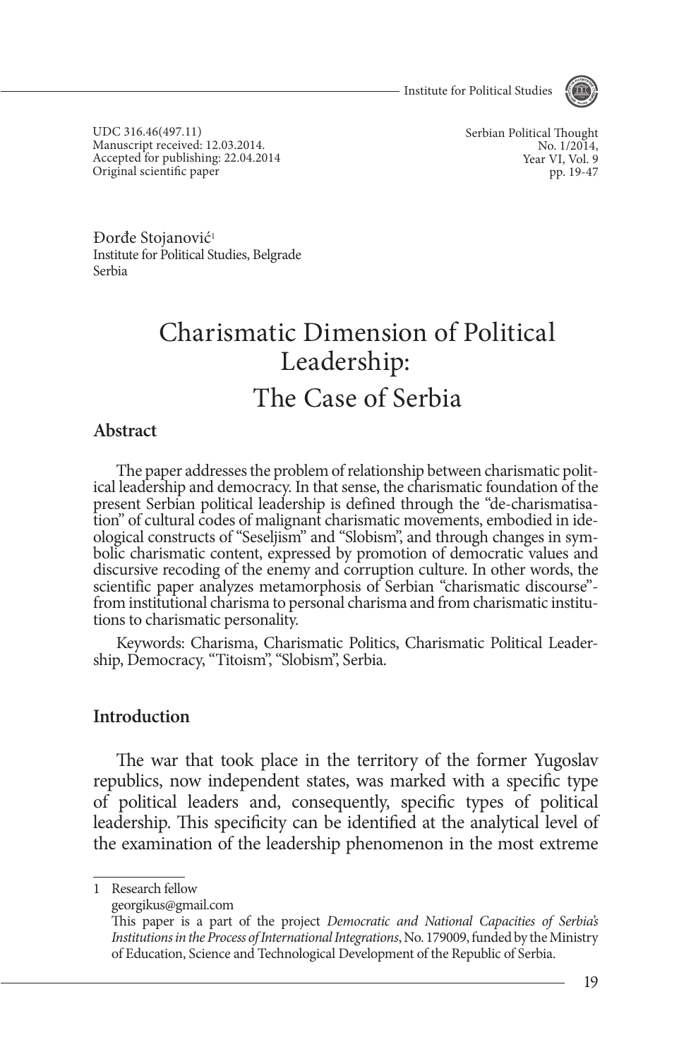UDC 316.46(497.11)
Manuscript received: 12.03.2014.
Accepted for publishing: 22.04.2014
Original scientific paper

Đorđe Stojanović[1]
Institute for Political Studies, Belgrade
Serbia

# Charismatic Dimension of Political Leadership: The Case of Serbia

## Abstract

The paper addresses the problem of relationship between charismatic political leadership and democracy. In that sense, the charismatic foundation of the present Serbian political leadership is defined through the "de-charismatisation" of cultural codes of malignant charismatic movements, embodied in ideological constructs of "Seseljism" and "Slobism", and through changes in symbolic charismatic content, expressed by promotion of democratic values and discursive recoding of the enemy and corruption culture. In other words, the scientific paper analyzes metamorphosis of Serbian "charismatic discourse"- from institutional charisma to personal charisma and from charismatic institutions to charismatic personality.

Keywords: Charisma, Charismatic Politics, Charismatic Political Leadership, Democracy, "Titoism", "Slobism", Serbia.

## Introduction

The war that took place in the territory of the former Yugoslav republics, now independent states, was marked with a specific type of political leaders and, consequently, specific types of political leadership. This specificity can be identified at the analytical level of the examination of the leadership phenomenon in the most extreme

---

1 Research fellow
georgikus@gmail.com
This paper is a part of the project *Democratic and National Capacities of Serbia's Institutions in the Process of International Integrations*, No. 179009, funded by the Ministry of Education, Science and Technological Development of the Republic of Serbia.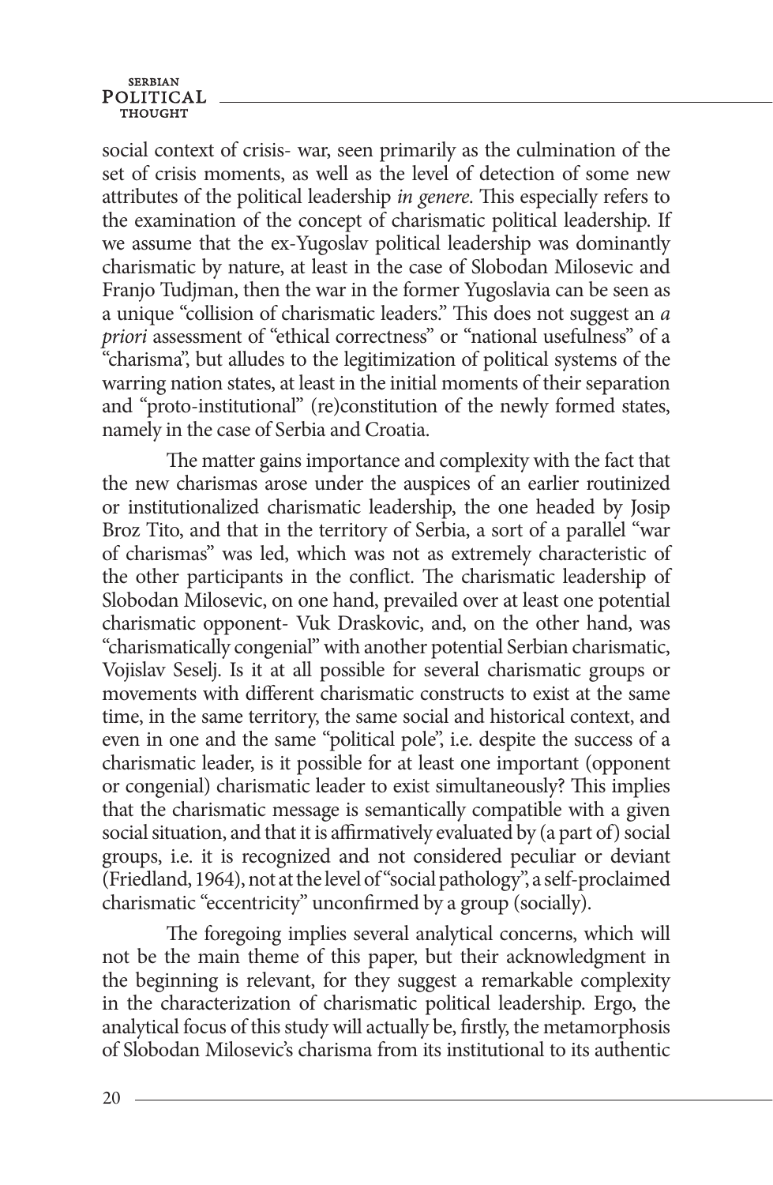social context of crisis- war, seen primarily as the culmination of the set of crisis moments, as well as the level of detection of some new attributes of the political leadership *in genere*. This especially refers to the examination of the concept of charismatic political leadership. If we assume that the ex-Yugoslav political leadership was dominantly charismatic by nature, at least in the case of Slobodan Milosevic and Franjo Tudjman, then the war in the former Yugoslavia can be seen as a unique "collision of charismatic leaders." This does not suggest an *a priori* assessment of "ethical correctness" or "national usefulness" of a "charisma", but alludes to the legitimization of political systems of the warring nation states, at least in the initial moments of their separation and "proto-institutional" (re)constitution of the newly formed states, namely in the case of Serbia and Croatia.

The matter gains importance and complexity with the fact that the new charismas arose under the auspices of an earlier routinized or institutionalized charismatic leadership, the one headed by Josip Broz Tito, and that in the territory of Serbia, a sort of a parallel "war of charismas" was led, which was not as extremely characteristic of the other participants in the conflict. The charismatic leadership of Slobodan Milosevic, on one hand, prevailed over at least one potential charismatic opponent- Vuk Draskovic, and, on the other hand, was "charismatically congenial" with another potential Serbian charismatic, Vojislav Seselj. Is it at all possible for several charismatic groups or movements with different charismatic constructs to exist at the same time, in the same territory, the same social and historical context, and even in one and the same "political pole", i.e. despite the success of a charismatic leader, is it possible for at least one important (opponent or congenial) charismatic leader to exist simultaneously? This implies that the charismatic message is semantically compatible with a given social situation, and that it is affirmatively evaluated by (a part of) social groups, i.e. it is recognized and not considered peculiar or deviant (Friedland, 1964), not at the level of "social pathology", a self-proclaimed charismatic "eccentricity" unconfirmed by a group (socially).

The foregoing implies several analytical concerns, which will not be the main theme of this paper, but their acknowledgment in the beginning is relevant, for they suggest a remarkable complexity in the characterization of charismatic political leadership. Ergo, the analytical focus of this study will actually be, firstly, the metamorphosis of Slobodan Milosevic's charisma from its institutional to its authentic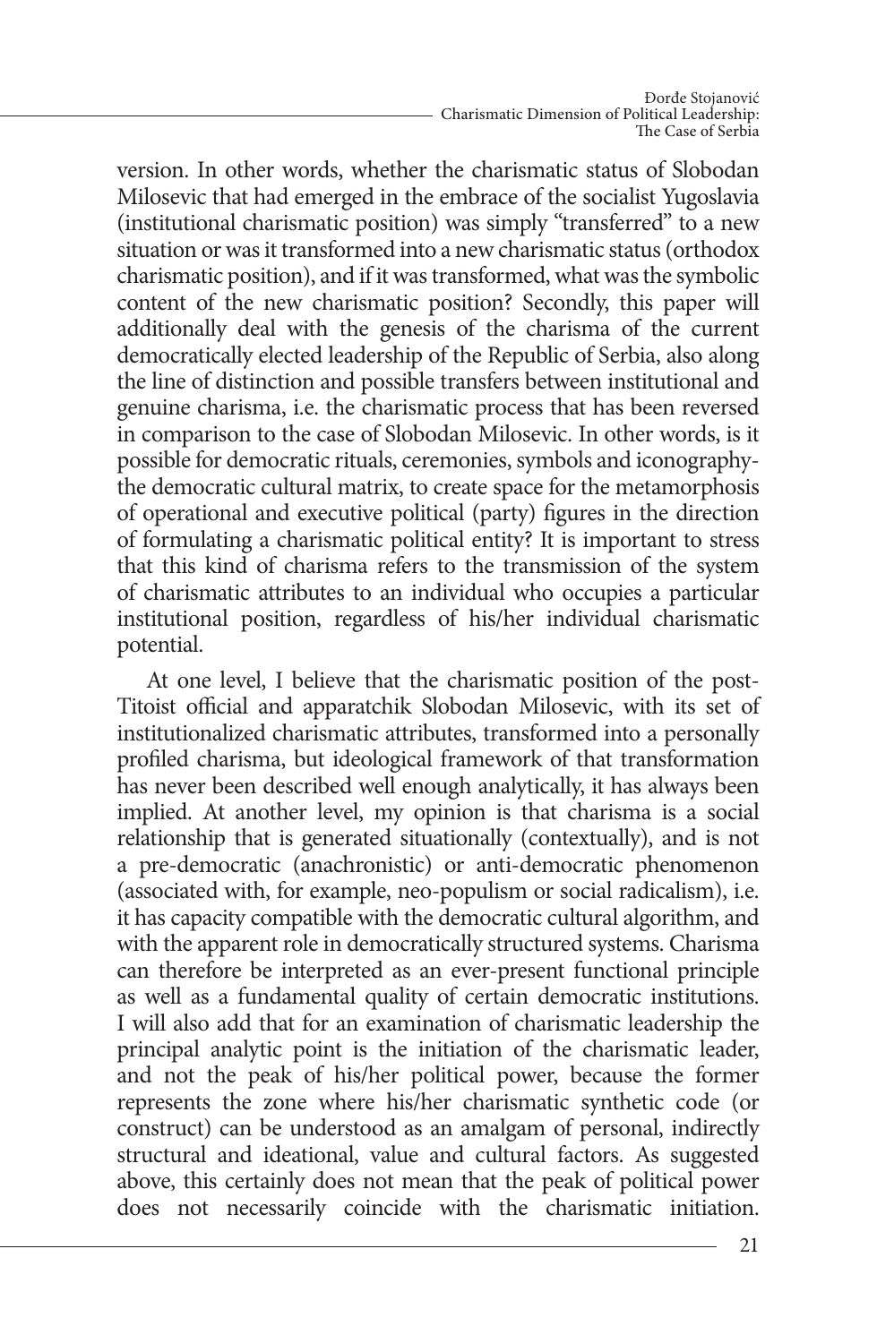version. In other words, whether the charismatic status of Slobodan Milosevic that had emerged in the embrace of the socialist Yugoslavia (institutional charismatic position) was simply "transferred" to a new situation or was it transformed into a new charismatic status (orthodox charismatic position), and if it was transformed, what was the symbolic content of the new charismatic position? Secondly, this paper will additionally deal with the genesis of the charisma of the current democratically elected leadership of the Republic of Serbia, also along the line of distinction and possible transfers between institutional and genuine charisma, i.e. the charismatic process that has been reversed in comparison to the case of Slobodan Milosevic. In other words, is it possible for democratic rituals, ceremonies, symbols and iconography-the democratic cultural matrix, to create space for the metamorphosis of operational and executive political (party) figures in the direction of formulating a charismatic political entity? It is important to stress that this kind of charisma refers to the transmission of the system of charismatic attributes to an individual who occupies a particular institutional position, regardless of his/her individual charismatic potential.

At one level, I believe that the charismatic position of the post-Titoist official and apparatchik Slobodan Milosevic, with its set of institutionalized charismatic attributes, transformed into a personally profiled charisma, but ideological framework of that transformation has never been described well enough analytically, it has always been implied. At another level, my opinion is that charisma is a social relationship that is generated situationally (contextually), and is not a pre-democratic (anachronistic) or anti-democratic phenomenon (associated with, for example, neo-populism or social radicalism), i.e. it has capacity compatible with the democratic cultural algorithm, and with the apparent role in democratically structured systems. Charisma can therefore be interpreted as an ever-present functional principle as well as a fundamental quality of certain democratic institutions. I will also add that for an examination of charismatic leadership the principal analytic point is the initiation of the charismatic leader, and not the peak of his/her political power, because the former represents the zone where his/her charismatic synthetic code (or construct) can be understood as an amalgam of personal, indirectly structural and ideational, value and cultural factors. As suggested above, this certainly does not mean that the peak of political power does not necessarily coincide with the charismatic initiation.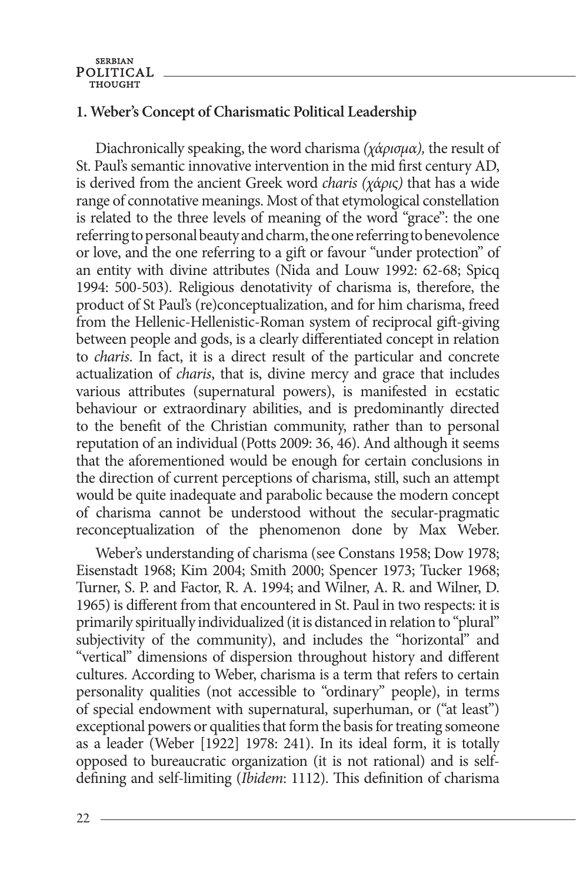## 1. Weber's Concept of Charismatic Political Leadership

Diachronically speaking, the word charisma *(χάρισμα),* the result of St. Paul's semantic innovative intervention in the mid first century AD, is derived from the ancient Greek word *charis (χάρις)* that has a wide range of connotative meanings. Most of that etymological constellation is related to the three levels of meaning of the word "grace": the one referring to personal beauty and charm, the one referring to benevolence or love, and the one referring to a gift or favour "under protection" of an entity with divine attributes (Nida and Louw 1992: 62-68; Spicq 1994: 500-503). Religious denotativity of charisma is, therefore, the product of St Paul's (re)conceptualization, and for him charisma, freed from the Hellenic-Hellenistic-Roman system of reciprocal gift-giving between people and gods, is a clearly differentiated concept in relation to *charis*. In fact, it is a direct result of the particular and concrete actualization of *charis*, that is, divine mercy and grace that includes various attributes (supernatural powers), is manifested in ecstatic behaviour or extraordinary abilities, and is predominantly directed to the benefit of the Christian community, rather than to personal reputation of an individual (Potts 2009: 36, 46). And although it seems that the aforementioned would be enough for certain conclusions in the direction of current perceptions of charisma, still, such an attempt would be quite inadequate and parabolic because the modern concept of charisma cannot be understood without the secular-pragmatic reconceptualization of the phenomenon done by Max Weber.

Weber's understanding of charisma (see Constans 1958; Dow 1978; Eisenstadt 1968; Kim 2004; Smith 2000; Spencer 1973; Tucker 1968; Turner, S. P. and Factor, R. A. 1994; and Wilner, A. R. and Wilner, D. 1965) is different from that encountered in St. Paul in two respects: it is primarily spiritually individualized (it is distanced in relation to "plural" subjectivity of the community), and includes the "horizontal" and "vertical" dimensions of dispersion throughout history and different cultures. According to Weber, charisma is a term that refers to certain personality qualities (not accessible to "ordinary" people), in terms of special endowment with supernatural, superhuman, or ("at least") exceptional powers or qualities that form the basis for treating someone as a leader (Weber [1922] 1978: 241). In its ideal form, it is totally opposed to bureaucratic organization (it is not rational) and is self-defining and self-limiting (*Ibidem*: 1112). This definition of charisma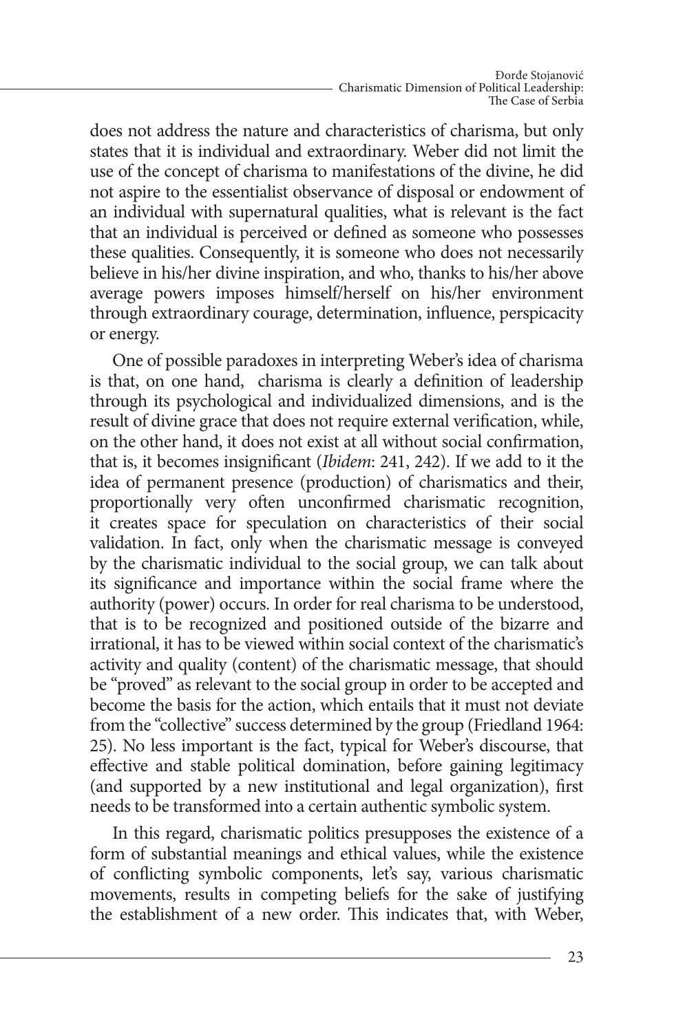does not address the nature and characteristics of charisma, but only states that it is individual and extraordinary. Weber did not limit the use of the concept of charisma to manifestations of the divine, he did not aspire to the essentialist observance of disposal or endowment of an individual with supernatural qualities, what is relevant is the fact that an individual is perceived or defined as someone who possesses these qualities. Consequently, it is someone who does not necessarily believe in his/her divine inspiration, and who, thanks to his/her above average powers imposes himself/herself on his/her environment through extraordinary courage, determination, influence, perspicacity or energy.

One of possible paradoxes in interpreting Weber's idea of charisma is that, on one hand, charisma is clearly a definition of leadership through its psychological and individualized dimensions, and is the result of divine grace that does not require external verification, while, on the other hand, it does not exist at all without social confirmation, that is, it becomes insignificant (*Ibidem*: 241, 242). If we add to it the idea of permanent presence (production) of charismatics and their, proportionally very often unconfirmed charismatic recognition, it creates space for speculation on characteristics of their social validation. In fact, only when the charismatic message is conveyed by the charismatic individual to the social group, we can talk about its significance and importance within the social frame where the authority (power) occurs. In order for real charisma to be understood, that is to be recognized and positioned outside of the bizarre and irrational, it has to be viewed within social context of the charismatic's activity and quality (content) of the charismatic message, that should be "proved" as relevant to the social group in order to be accepted and become the basis for the action, which entails that it must not deviate from the "collective" success determined by the group (Friedland 1964: 25). No less important is the fact, typical for Weber's discourse, that effective and stable political domination, before gaining legitimacy (and supported by a new institutional and legal organization), first needs to be transformed into a certain authentic symbolic system.

In this regard, charismatic politics presupposes the existence of a form of substantial meanings and ethical values, while the existence of conflicting symbolic components, let's say, various charismatic movements, results in competing beliefs for the sake of justifying the establishment of a new order. This indicates that, with Weber,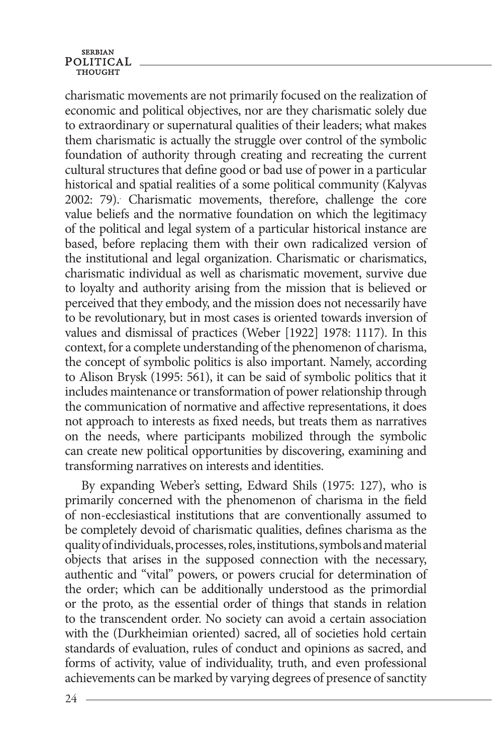charismatic movements are not primarily focused on the realization of economic and political objectives, nor are they charismatic solely due to extraordinary or supernatural qualities of their leaders; what makes them charismatic is actually the struggle over control of the symbolic foundation of authority through creating and recreating the current cultural structures that define good or bad use of power in a particular historical and spatial realities of a some political community (Kalyvas 2002: 79).. Charismatic movements, therefore, challenge the core value beliefs and the normative foundation on which the legitimacy of the political and legal system of a particular historical instance are based, before replacing them with their own radicalized version of the institutional and legal organization. Charismatic or charismatics, charismatic individual as well as charismatic movement, survive due to loyalty and authority arising from the mission that is believed or perceived that they embody, and the mission does not necessarily have to be revolutionary, but in most cases is oriented towards inversion of values and dismissal of practices (Weber [1922] 1978: 1117). In this context, for a complete understanding of the phenomenon of charisma, the concept of symbolic politics is also important. Namely, according to Alison Brysk (1995: 561), it can be said of symbolic politics that it includes maintenance or transformation of power relationship through the communication of normative and affective representations, it does not approach to interests as fixed needs, but treats them as narratives on the needs, where participants mobilized through the symbolic can create new political opportunities by discovering, examining and transforming narratives on interests and identities.

By expanding Weber's setting, Edward Shils (1975: 127), who is primarily concerned with the phenomenon of charisma in the field of non-ecclesiastical institutions that are conventionally assumed to be completely devoid of charismatic qualities, defines charisma as the quality of individuals, processes, roles, institutions, symbols and material objects that arises in the supposed connection with the necessary, authentic and "vital" powers, or powers crucial for determination of the order; which can be additionally understood as the primordial or the proto, as the essential order of things that stands in relation to the transcendent order. No society can avoid a certain association with the (Durkheimian oriented) sacred, all of societies hold certain standards of evaluation, rules of conduct and opinions as sacred, and forms of activity, value of individuality, truth, and even professional achievements can be marked by varying degrees of presence of sanctity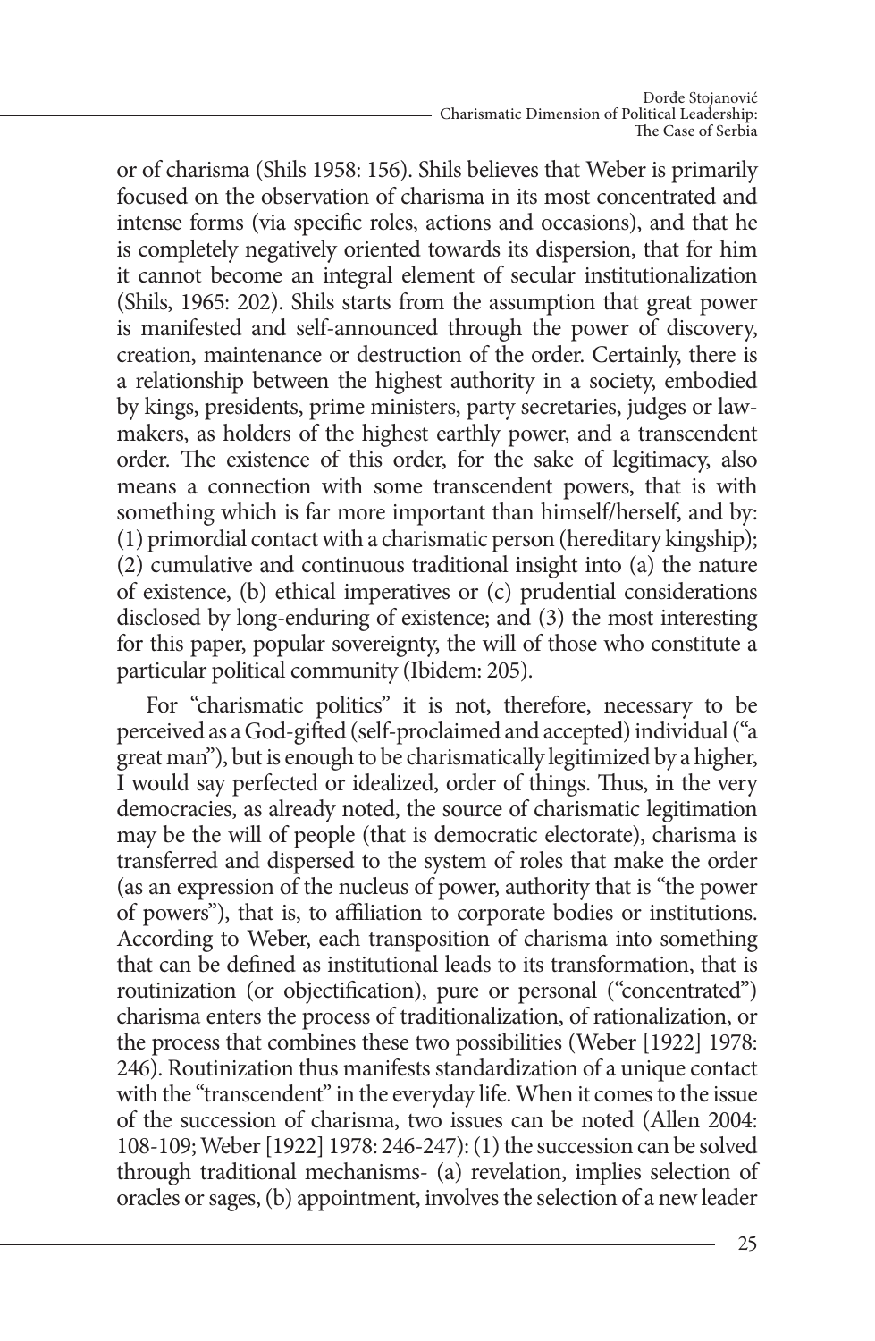or of charisma (Shils 1958: 156). Shils believes that Weber is primarily focused on the observation of charisma in its most concentrated and intense forms (via specific roles, actions and occasions), and that he is completely negatively oriented towards its dispersion, that for him it cannot become an integral element of secular institutionalization (Shils, 1965: 202). Shils starts from the assumption that great power is manifested and self-announced through the power of discovery, creation, maintenance or destruction of the order. Certainly, there is a relationship between the highest authority in a society, embodied by kings, presidents, prime ministers, party secretaries, judges or lawmakers, as holders of the highest earthly power, and a transcendent order. The existence of this order, for the sake of legitimacy, also means a connection with some transcendent powers, that is with something which is far more important than himself/herself, and by: (1) primordial contact with a charismatic person (hereditary kingship); (2) cumulative and continuous traditional insight into (a) the nature of existence, (b) ethical imperatives or (c) prudential considerations disclosed by long-enduring of existence; and (3) the most interesting for this paper, popular sovereignty, the will of those who constitute a particular political community (Ibidem: 205).

For "charismatic politics" it is not, therefore, necessary to be perceived as a God-gifted (self-proclaimed and accepted) individual ("a great man"), but is enough to be charismatically legitimized by a higher, I would say perfected or idealized, order of things. Thus, in the very democracies, as already noted, the source of charismatic legitimation may be the will of people (that is democratic electorate), charisma is transferred and dispersed to the system of roles that make the order (as an expression of the nucleus of power, authority that is "the power of powers"), that is, to affiliation to corporate bodies or institutions. According to Weber, each transposition of charisma into something that can be defined as institutional leads to its transformation, that is routinization (or objectification), pure or personal ("concentrated") charisma enters the process of traditionalization, of rationalization, or the process that combines these two possibilities (Weber [1922] 1978: 246). Routinization thus manifests standardization of a unique contact with the "transcendent" in the everyday life. When it comes to the issue of the succession of charisma, two issues can be noted (Allen 2004: 108-109; Weber [1922] 1978: 246-247): (1) the succession can be solved through traditional mechanisms- (a) revelation, implies selection of oracles or sages, (b) appointment, involves the selection of a new leader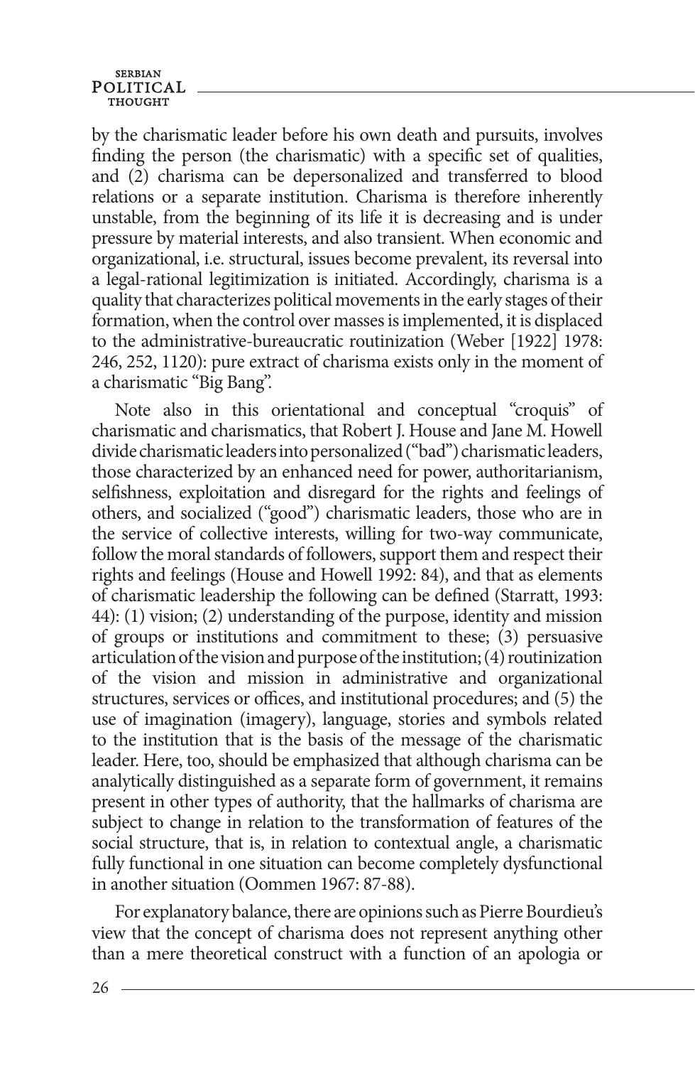by the charismatic leader before his own death and pursuits, involves finding the person (the charismatic) with a specific set of qualities, and (2) charisma can be depersonalized and transferred to blood relations or a separate institution. Charisma is therefore inherently unstable, from the beginning of its life it is decreasing and is under pressure by material interests, and also transient. When economic and organizational, i.e. structural, issues become prevalent, its reversal into a legal-rational legitimization is initiated. Accordingly, charisma is a quality that characterizes political movements in the early stages of their formation, when the control over masses is implemented, it is displaced to the administrative-bureaucratic routinization (Weber [1922] 1978: 246, 252, 1120): pure extract of charisma exists only in the moment of a charismatic "Big Bang".

Note also in this orientational and conceptual "croquis" of charismatic and charismatics, that Robert J. House and Jane M. Howell divide charismatic leaders into personalized ("bad") charismatic leaders, those characterized by an enhanced need for power, authoritarianism, selfishness, exploitation and disregard for the rights and feelings of others, and socialized ("good") charismatic leaders, those who are in the service of collective interests, willing for two-way communicate, follow the moral standards of followers, support them and respect their rights and feelings (House and Howell 1992: 84), and that as elements of charismatic leadership the following can be defined (Starratt, 1993: 44): (1) vision; (2) understanding of the purpose, identity and mission of groups or institutions and commitment to these; (3) persuasive articulation of the vision and purpose of the institution; (4) routinization of the vision and mission in administrative and organizational structures, services or offices, and institutional procedures; and (5) the use of imagination (imagery), language, stories and symbols related to the institution that is the basis of the message of the charismatic leader. Here, too, should be emphasized that although charisma can be analytically distinguished as a separate form of government, it remains present in other types of authority, that the hallmarks of charisma are subject to change in relation to the transformation of features of the social structure, that is, in relation to contextual angle, a charismatic fully functional in one situation can become completely dysfunctional in another situation (Oommen 1967: 87-88).

For explanatory balance, there are opinions such as Pierre Bourdieu's view that the concept of charisma does not represent anything other than a mere theoretical construct with a function of an apologia or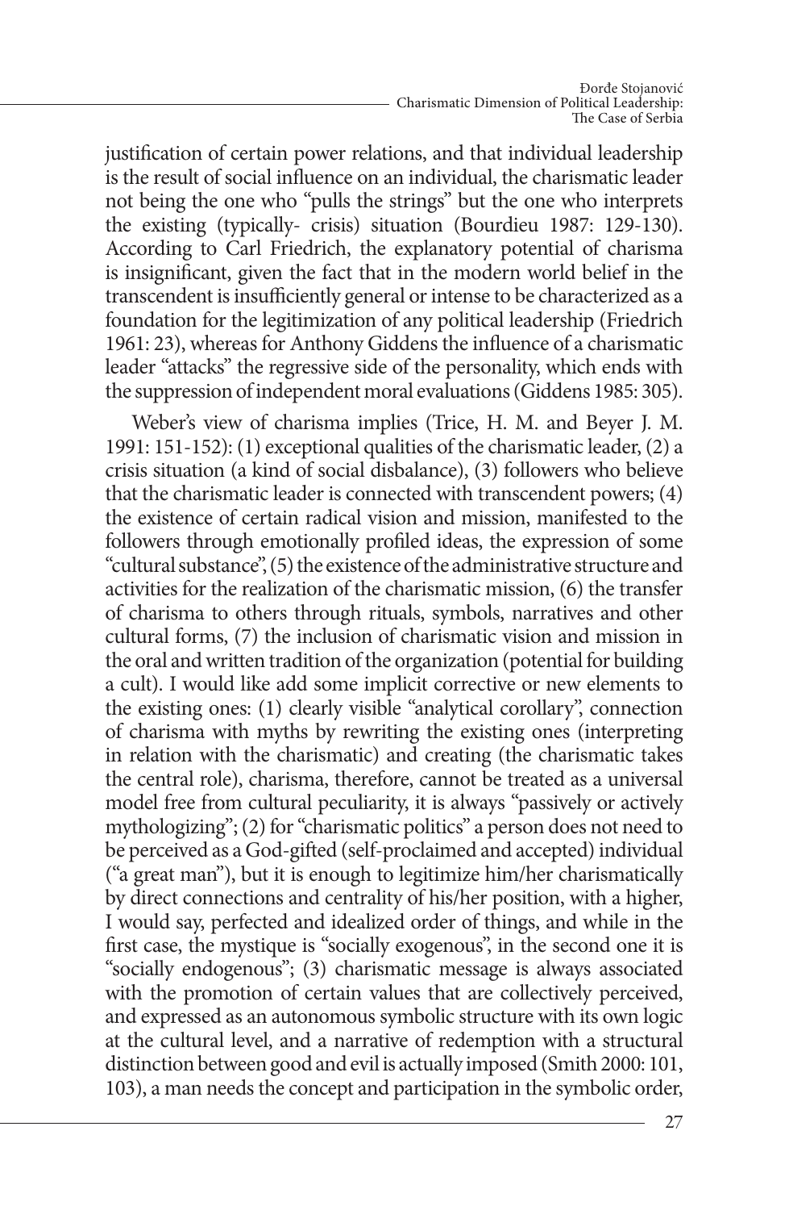justification of certain power relations, and that individual leadership is the result of social influence on an individual, the charismatic leader not being the one who "pulls the strings" but the one who interprets the existing (typically- crisis) situation (Bourdieu 1987: 129-130). According to Carl Friedrich, the explanatory potential of charisma is insignificant, given the fact that in the modern world belief in the transcendent is insufficiently general or intense to be characterized as a foundation for the legitimization of any political leadership (Friedrich 1961: 23), whereas for Anthony Giddens the influence of a charismatic leader "attacks" the regressive side of the personality, which ends with the suppression of independent moral evaluations (Giddens 1985: 305).

Weber's view of charisma implies (Trice, H. M. and Beyer J. M. 1991: 151-152): (1) exceptional qualities of the charismatic leader, (2) a crisis situation (a kind of social disbalance), (3) followers who believe that the charismatic leader is connected with transcendent powers; (4) the existence of certain radical vision and mission, manifested to the followers through emotionally profiled ideas, the expression of some "cultural substance", (5) the existence of the administrative structure and activities for the realization of the charismatic mission, (6) the transfer of charisma to others through rituals, symbols, narratives and other cultural forms, (7) the inclusion of charismatic vision and mission in the oral and written tradition of the organization (potential for building a cult). I would like add some implicit corrective or new elements to the existing ones: (1) clearly visible "analytical corollary", connection of charisma with myths by rewriting the existing ones (interpreting in relation with the charismatic) and creating (the charismatic takes the central role), charisma, therefore, cannot be treated as a universal model free from cultural peculiarity, it is always "passively or actively mythologizing"; (2) for "charismatic politics" a person does not need to be perceived as a God-gifted (self-proclaimed and accepted) individual ("a great man"), but it is enough to legitimize him/her charismatically by direct connections and centrality of his/her position, with a higher, I would say, perfected and idealized order of things, and while in the first case, the mystique is "socially exogenous", in the second one it is "socially endogenous"; (3) charismatic message is always associated with the promotion of certain values that are collectively perceived, and expressed as an autonomous symbolic structure with its own logic at the cultural level, and a narrative of redemption with a structural distinction between good and evil is actually imposed (Smith 2000: 101, 103), a man needs the concept and participation in the symbolic order,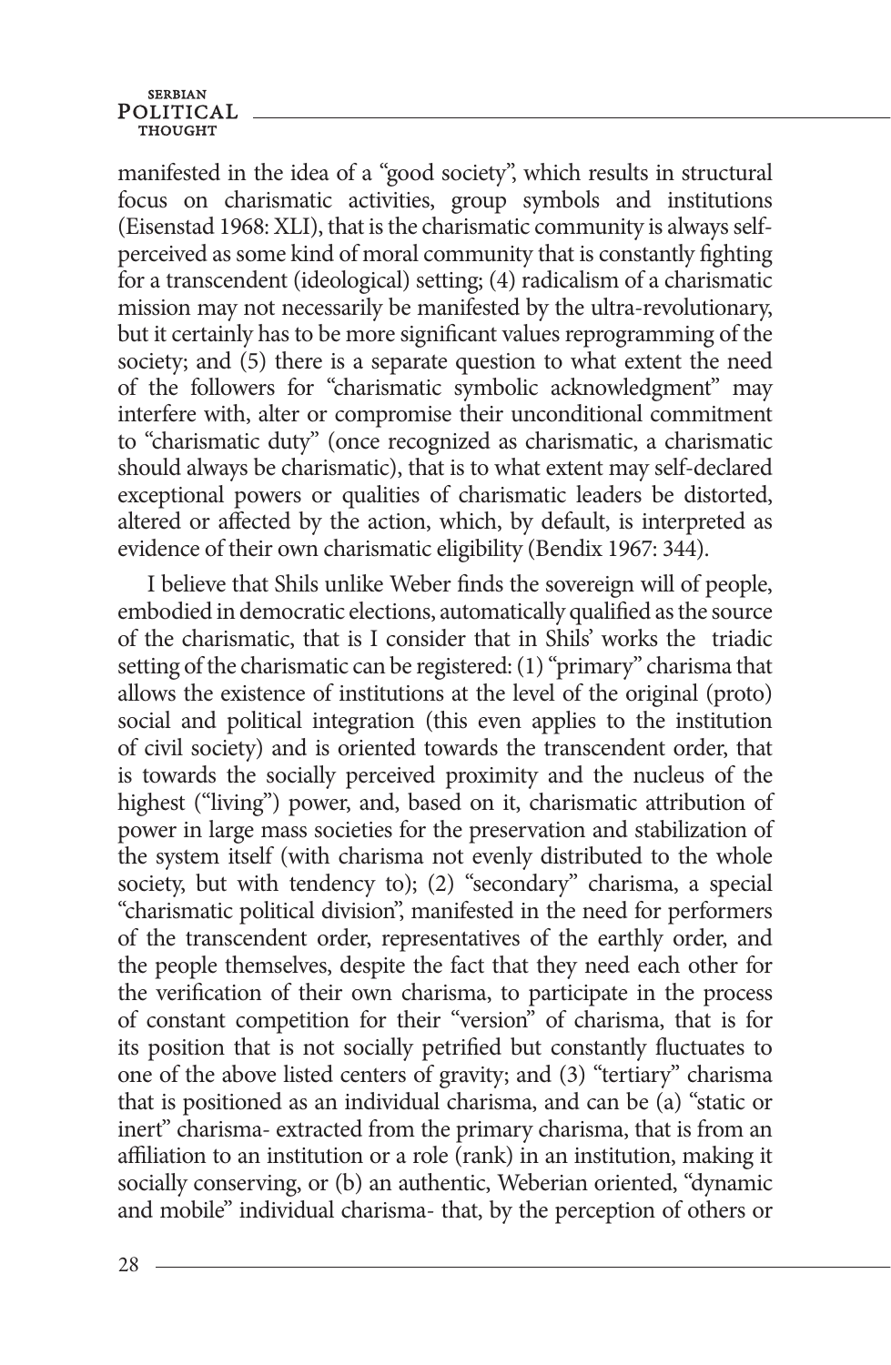manifested in the idea of a "good society", which results in structural focus on charismatic activities, group symbols and institutions (Eisenstad 1968: XLI), that is the charismatic community is always self-perceived as some kind of moral community that is constantly fighting for a transcendent (ideological) setting; (4) radicalism of a charismatic mission may not necessarily be manifested by the ultra-revolutionary, but it certainly has to be more significant values reprogramming of the society; and (5) there is a separate question to what extent the need of the followers for "charismatic symbolic acknowledgment" may interfere with, alter or compromise their unconditional commitment to "charismatic duty" (once recognized as charismatic, a charismatic should always be charismatic), that is to what extent may self-declared exceptional powers or qualities of charismatic leaders be distorted, altered or affected by the action, which, by default, is interpreted as evidence of their own charismatic eligibility (Bendix 1967: 344).

I believe that Shils unlike Weber finds the sovereign will of people, embodied in democratic elections, automatically qualified as the source of the charismatic, that is I consider that in Shils' works the triadic setting of the charismatic can be registered: (1) "primary" charisma that allows the existence of institutions at the level of the original (proto) social and political integration (this even applies to the institution of civil society) and is oriented towards the transcendent order, that is towards the socially perceived proximity and the nucleus of the highest ("living") power, and, based on it, charismatic attribution of power in large mass societies for the preservation and stabilization of the system itself (with charisma not evenly distributed to the whole society, but with tendency to); (2) "secondary" charisma, a special "charismatic political division", manifested in the need for performers of the transcendent order, representatives of the earthly order, and the people themselves, despite the fact that they need each other for the verification of their own charisma, to participate in the process of constant competition for their "version" of charisma, that is for its position that is not socially petrified but constantly fluctuates to one of the above listed centers of gravity; and (3) "tertiary" charisma that is positioned as an individual charisma, and can be (a) "static or inert" charisma- extracted from the primary charisma, that is from an affiliation to an institution or a role (rank) in an institution, making it socially conserving, or (b) an authentic, Weberian oriented, "dynamic and mobile" individual charisma- that, by the perception of others or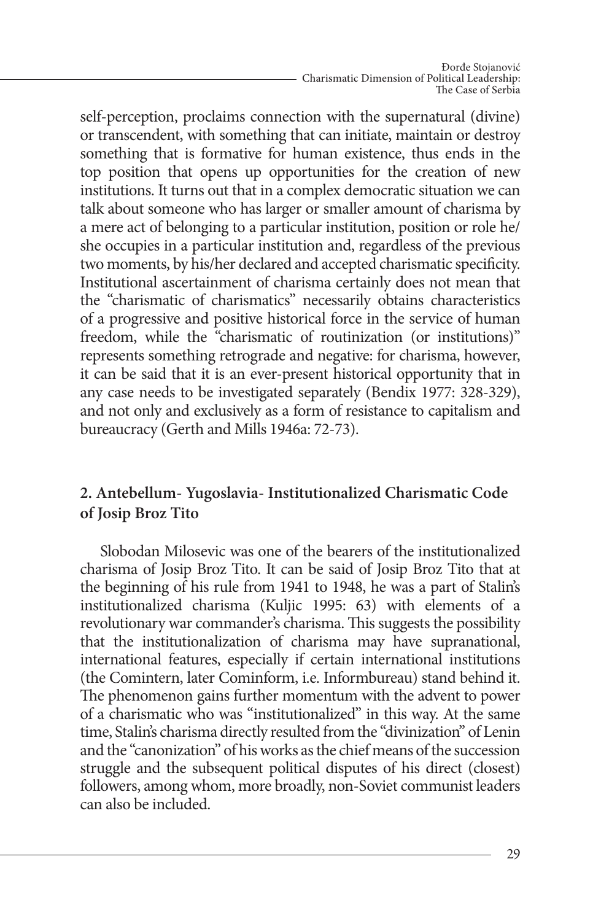self-perception, proclaims connection with the supernatural (divine) or transcendent, with something that can initiate, maintain or destroy something that is formative for human existence, thus ends in the top position that opens up opportunities for the creation of new institutions. It turns out that in a complex democratic situation we can talk about someone who has larger or smaller amount of charisma by a mere act of belonging to a particular institution, position or role he/she occupies in a particular institution and, regardless of the previous two moments, by his/her declared and accepted charismatic specificity. Institutional ascertainment of charisma certainly does not mean that the "charismatic of charismatics" necessarily obtains characteristics of a progressive and positive historical force in the service of human freedom, while the "charismatic of routinization (or institutions)" represents something retrograde and negative: for charisma, however, it can be said that it is an ever-present historical opportunity that in any case needs to be investigated separately (Bendix 1977: 328-329), and not only and exclusively as a form of resistance to capitalism and bureaucracy (Gerth and Mills 1946a: 72-73).

## 2. Antebellum- Yugoslavia- Institutionalized Charismatic Code of Josip Broz Tito

Slobodan Milosevic was one of the bearers of the institutionalized charisma of Josip Broz Tito. It can be said of Josip Broz Tito that at the beginning of his rule from 1941 to 1948, he was a part of Stalin's institutionalized charisma (Kuljic 1995: 63) with elements of a revolutionary war commander's charisma. This suggests the possibility that the institutionalization of charisma may have supranational, international features, especially if certain international institutions (the Comintern, later Cominform, i.e. Informbureau) stand behind it. The phenomenon gains further momentum with the advent to power of a charismatic who was "institutionalized" in this way. At the same time, Stalin's charisma directly resulted from the "divinization" of Lenin and the "canonization" of his works as the chief means of the succession struggle and the subsequent political disputes of his direct (closest) followers, among whom, more broadly, non-Soviet communist leaders can also be included.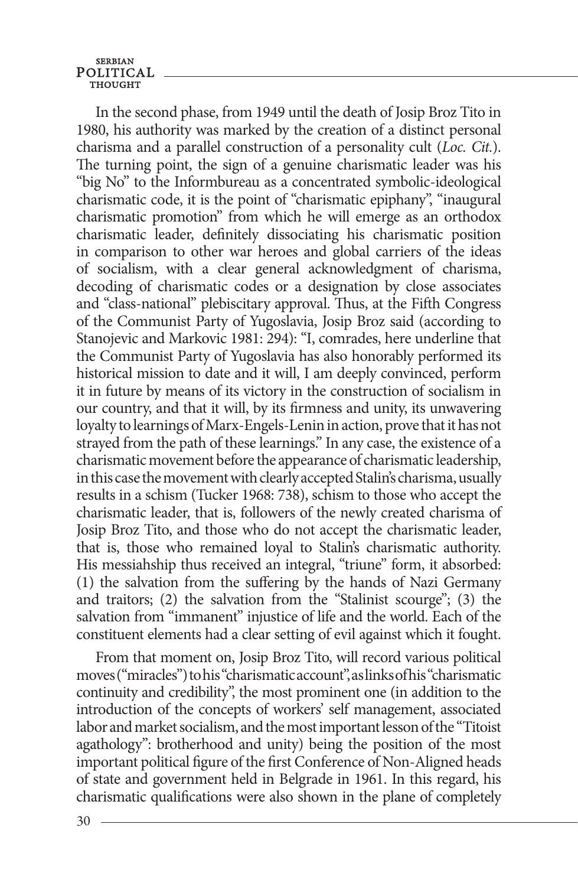In the second phase, from 1949 until the death of Josip Broz Tito in 1980, his authority was marked by the creation of a distinct personal charisma and a parallel construction of a personality cult (*Loc. Cit.*). The turning point, the sign of a genuine charismatic leader was his "big No" to the Informbureau as a concentrated symbolic-ideological charismatic code, it is the point of "charismatic epiphany", "inaugural charismatic promotion" from which he will emerge as an orthodox charismatic leader, definitely dissociating his charismatic position in comparison to other war heroes and global carriers of the ideas of socialism, with a clear general acknowledgment of charisma, decoding of charismatic codes or a designation by close associates and "class-national" plebiscitary approval. Thus, at the Fifth Congress of the Communist Party of Yugoslavia, Josip Broz said (according to Stanojevic and Markovic 1981: 294): "I, comrades, here underline that the Communist Party of Yugoslavia has also honorably performed its historical mission to date and it will, I am deeply convinced, perform it in future by means of its victory in the construction of socialism in our country, and that it will, by its firmness and unity, its unwavering loyalty to learnings of Marx-Engels-Lenin in action, prove that it has not strayed from the path of these learnings." In any case, the existence of a charismatic movement before the appearance of charismatic leadership, in this case the movement with clearly accepted Stalin's charisma, usually results in a schism (Tucker 1968: 738), schism to those who accept the charismatic leader, that is, followers of the newly created charisma of Josip Broz Tito, and those who do not accept the charismatic leader, that is, those who remained loyal to Stalin's charismatic authority. His messiahship thus received an integral, "triune" form, it absorbed: (1) the salvation from the suffering by the hands of Nazi Germany and traitors; (2) the salvation from the "Stalinist scourge"; (3) the salvation from "immanent" injustice of life and the world. Each of the constituent elements had a clear setting of evil against which it fought.

From that moment on, Josip Broz Tito, will record various political moves ("miracles") to his "charismatic account", as links of his "charismatic continuity and credibility", the most prominent one (in addition to the introduction of the concepts of workers' self management, associated labor and market socialism, and the most important lesson of the "Titoist agathology": brotherhood and unity) being the position of the most important political figure of the first Conference of Non-Aligned heads of state and government held in Belgrade in 1961. In this regard, his charismatic qualifications were also shown in the plane of completely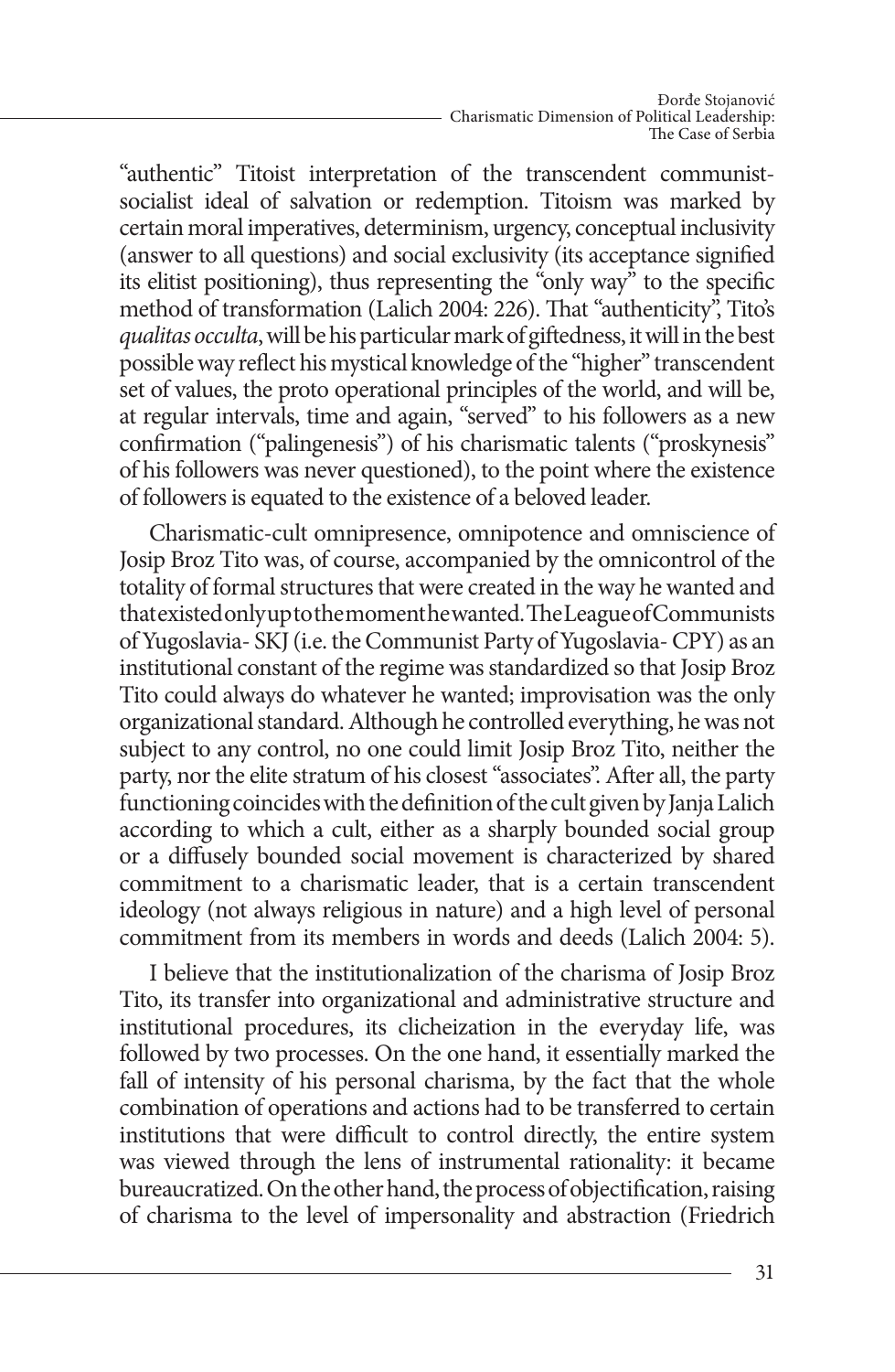"authentic" Titoist interpretation of the transcendent communist-socialist ideal of salvation or redemption. Titoism was marked by certain moral imperatives, determinism, urgency, conceptual inclusivity (answer to all questions) and social exclusivity (its acceptance signified its elitist positioning), thus representing the "only way" to the specific method of transformation (Lalich 2004: 226). That "authenticity", Tito's *qualitas occulta*, will be his particular mark of giftedness, it will in the best possible way reflect his mystical knowledge of the "higher" transcendent set of values, the proto operational principles of the world, and will be, at regular intervals, time and again, "served" to his followers as a new confirmation ("palingenesis") of his charismatic talents ("proskynesis" of his followers was never questioned), to the point where the existence of followers is equated to the existence of a beloved leader.

Charismatic-cult omnipresence, omnipotence and omniscience of Josip Broz Tito was, of course, accompanied by the omnicontrol of the totality of formal structures that were created in the way he wanted and that existed only up to the moment he wanted. The League of Communists of Yugoslavia- SKJ (i.e. the Communist Party of Yugoslavia- CPY) as an institutional constant of the regime was standardized so that Josip Broz Tito could always do whatever he wanted; improvisation was the only organizational standard. Although he controlled everything, he was not subject to any control, no one could limit Josip Broz Tito, neither the party, nor the elite stratum of his closest "associates". After all, the party functioning coincides with the definition of the cult given by Janja Lalich according to which a cult, either as a sharply bounded social group or a diffusely bounded social movement is characterized by shared commitment to a charismatic leader, that is a certain transcendent ideology (not always religious in nature) and a high level of personal commitment from its members in words and deeds (Lalich 2004: 5).

I believe that the institutionalization of the charisma of Josip Broz Tito, its transfer into organizational and administrative structure and institutional procedures, its clicheization in the everyday life, was followed by two processes. On the one hand, it essentially marked the fall of intensity of his personal charisma, by the fact that the whole combination of operations and actions had to be transferred to certain institutions that were difficult to control directly, the entire system was viewed through the lens of instrumental rationality: it became bureaucratized. On the other hand, the process of objectification, raising of charisma to the level of impersonality and abstraction (Friedrich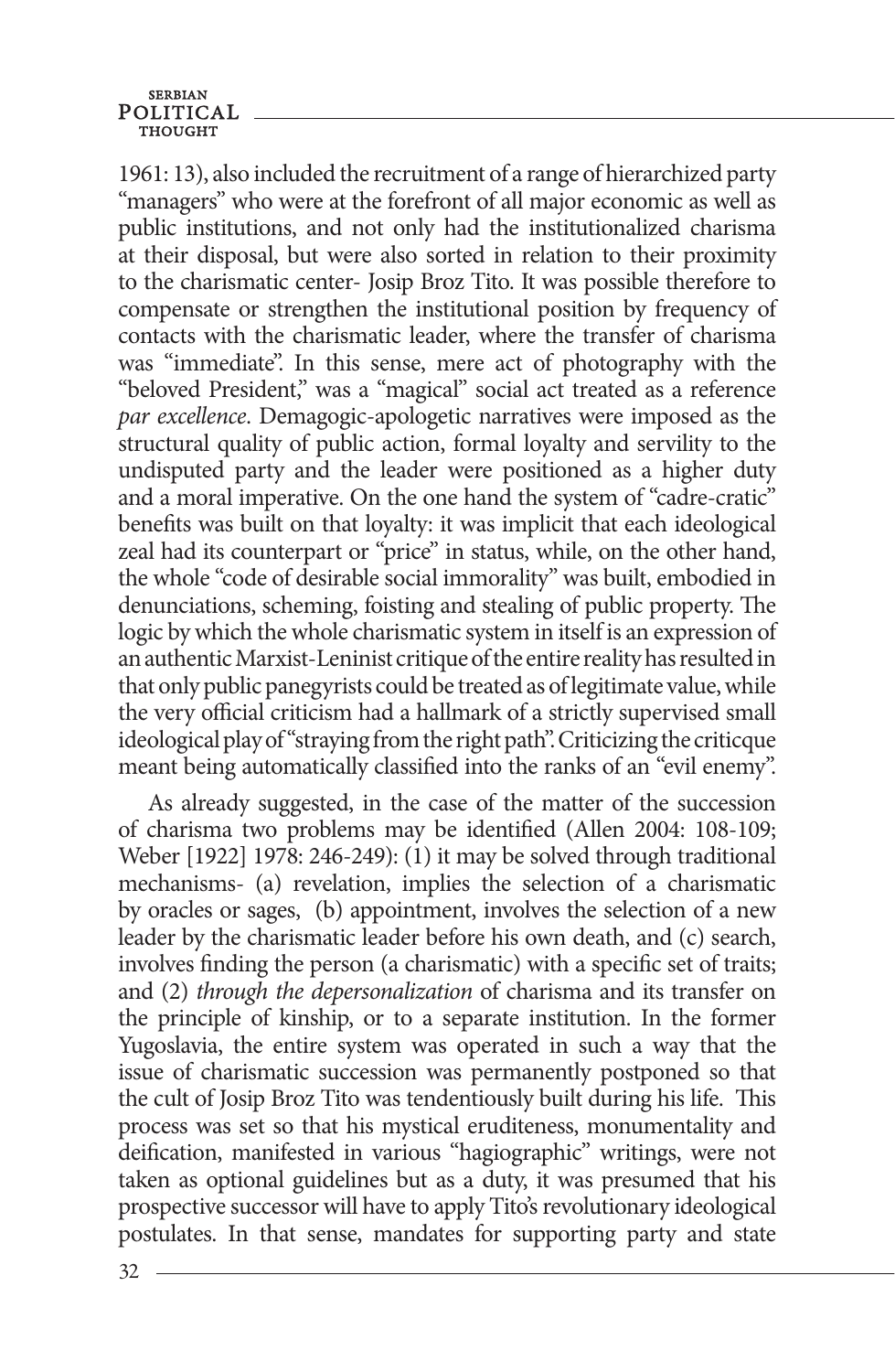1961: 13), also included the recruitment of a range of hierarchized party "managers" who were at the forefront of all major economic as well as public institutions, and not only had the institutionalized charisma at their disposal, but were also sorted in relation to their proximity to the charismatic center- Josip Broz Tito. It was possible therefore to compensate or strengthen the institutional position by frequency of contacts with the charismatic leader, where the transfer of charisma was "immediate". In this sense, mere act of photography with the "beloved President," was a "magical" social act treated as a reference *par excellence*. Demagogic-apologetic narratives were imposed as the structural quality of public action, formal loyalty and servility to the undisputed party and the leader were positioned as a higher duty and a moral imperative. On the one hand the system of "cadre-cratic" benefits was built on that loyalty: it was implicit that each ideological zeal had its counterpart or "price" in status, while, on the other hand, the whole "code of desirable social immorality" was built, embodied in denunciations, scheming, foisting and stealing of public property. The logic by which the whole charismatic system in itself is an expression of an authentic Marxist-Leninist critique of the entire reality has resulted in that only public panegyrists could be treated as of legitimate value, while the very official criticism had a hallmark of a strictly supervised small ideological play of "straying from the right path". Criticizing the criticque meant being automatically classified into the ranks of an "evil enemy".

As already suggested, in the case of the matter of the succession of charisma two problems may be identified (Allen 2004: 108-109; Weber [1922] 1978: 246-249): (1) it may be solved through traditional mechanisms- (a) revelation, implies the selection of a charismatic by oracles or sages, (b) appointment, involves the selection of a new leader by the charismatic leader before his own death, and (c) search, involves finding the person (a charismatic) with a specific set of traits; and (2) *through the depersonalization* of charisma and its transfer on the principle of kinship, or to a separate institution. In the former Yugoslavia, the entire system was operated in such a way that the issue of charismatic succession was permanently postponed so that the cult of Josip Broz Tito was tendentiously built during his life. This process was set so that his mystical eruditeness, monumentality and deification, manifested in various "hagiographic" writings, were not taken as optional guidelines but as a duty, it was presumed that his prospective successor will have to apply Tito's revolutionary ideological postulates. In that sense, mandates for supporting party and state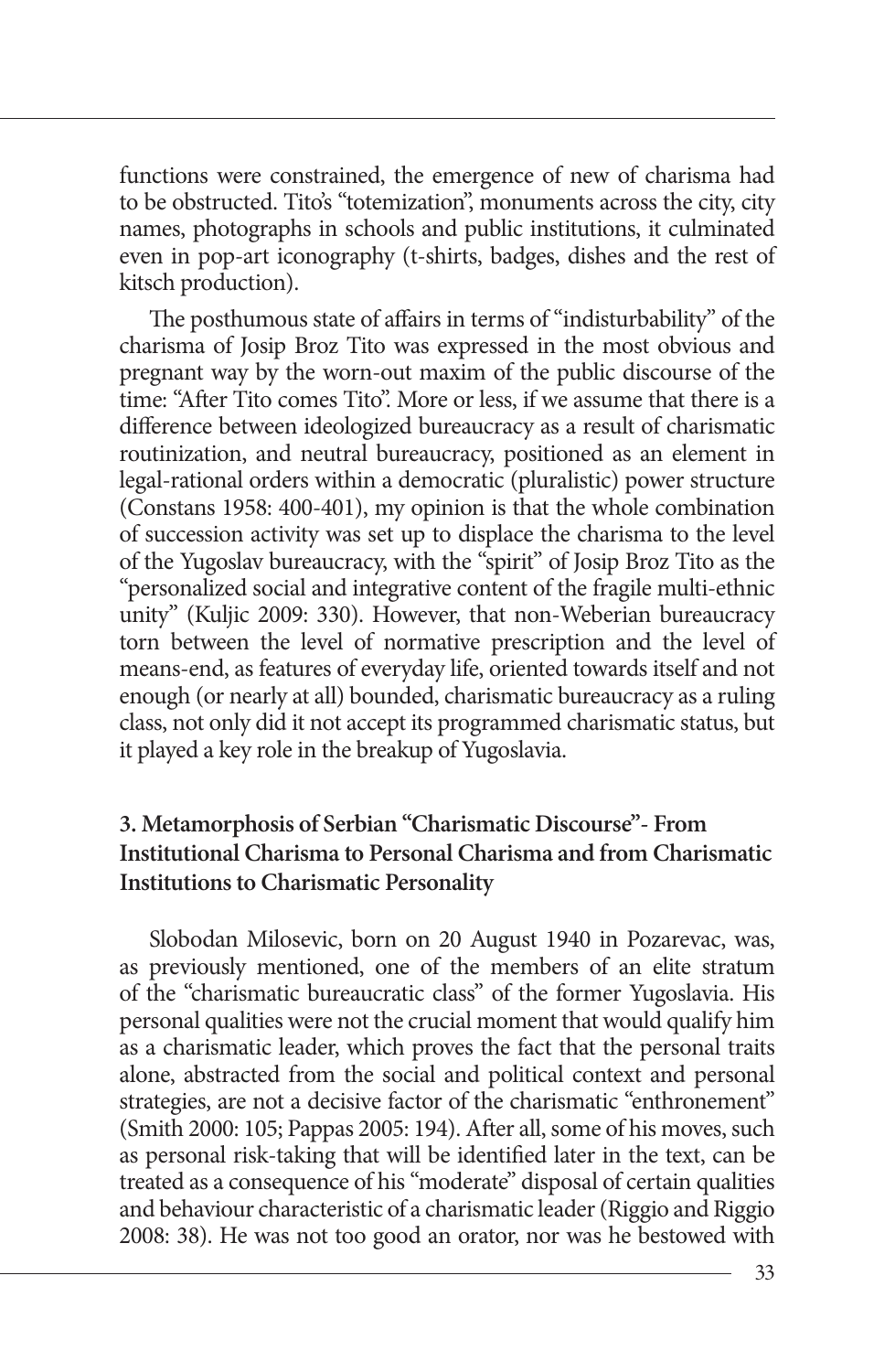functions were constrained, the emergence of new of charisma had to be obstructed. Tito's "totemization", monuments across the city, city names, photographs in schools and public institutions, it culminated even in pop-art iconography (t-shirts, badges, dishes and the rest of kitsch production).

The posthumous state of affairs in terms of "indisturbability" of the charisma of Josip Broz Tito was expressed in the most obvious and pregnant way by the worn-out maxim of the public discourse of the time: "After Tito comes Tito". More or less, if we assume that there is a difference between ideologized bureaucracy as a result of charismatic routinization, and neutral bureaucracy, positioned as an element in legal-rational orders within a democratic (pluralistic) power structure (Constans 1958: 400-401), my opinion is that the whole combination of succession activity was set up to displace the charisma to the level of the Yugoslav bureaucracy, with the "spirit" of Josip Broz Tito as the "personalized social and integrative content of the fragile multi-ethnic unity" (Kuljic 2009: 330). However, that non-Weberian bureaucracy torn between the level of normative prescription and the level of means-end, as features of everyday life, oriented towards itself and not enough (or nearly at all) bounded, charismatic bureaucracy as a ruling class, not only did it not accept its programmed charismatic status, but it played a key role in the breakup of Yugoslavia.

## 3. Metamorphosis of Serbian "Charismatic Discourse"- From Institutional Charisma to Personal Charisma and from Charismatic Institutions to Charismatic Personality

Slobodan Milosevic, born on 20 August 1940 in Pozarevac, was, as previously mentioned, one of the members of an elite stratum of the "charismatic bureaucratic class" of the former Yugoslavia. His personal qualities were not the crucial moment that would qualify him as a charismatic leader, which proves the fact that the personal traits alone, abstracted from the social and political context and personal strategies, are not a decisive factor of the charismatic "enthronement" (Smith 2000: 105; Pappas 2005: 194). After all, some of his moves, such as personal risk-taking that will be identified later in the text, can be treated as a consequence of his "moderate" disposal of certain qualities and behaviour characteristic of a charismatic leader (Riggio and Riggio 2008: 38). He was not too good an orator, nor was he bestowed with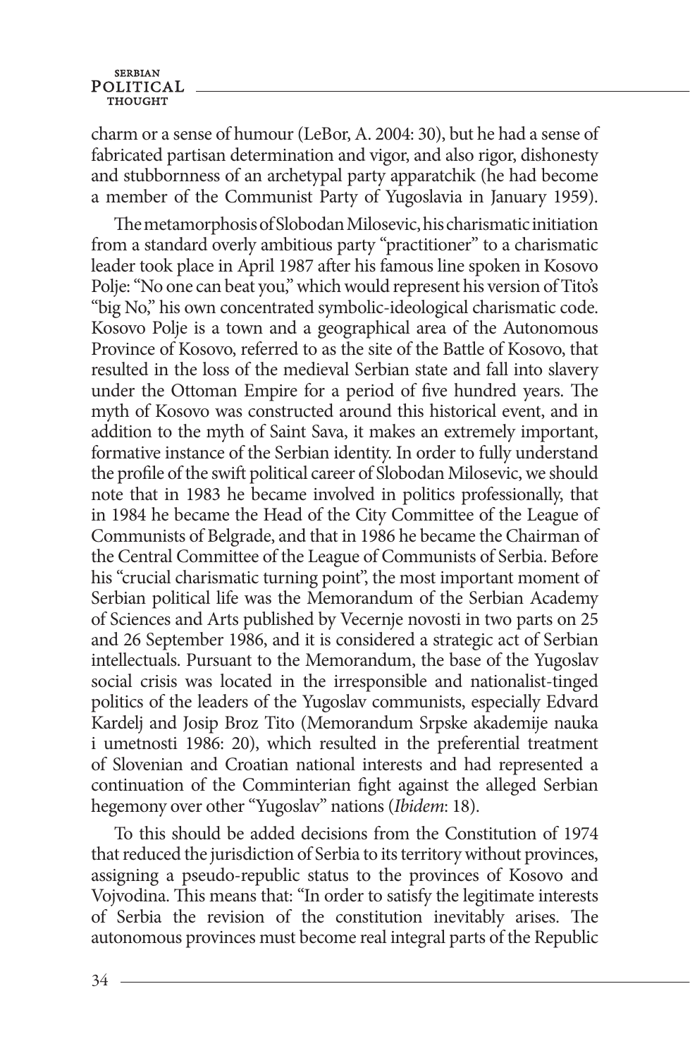charm or a sense of humour (LeBor, A. 2004: 30), but he had a sense of fabricated partisan determination and vigor, and also rigor, dishonesty and stubbornness of an archetypal party apparatchik (he had become a member of the Communist Party of Yugoslavia in January 1959).

The metamorphosis of Slobodan Milosevic, his charismatic initiation from a standard overly ambitious party "practitioner" to a charismatic leader took place in April 1987 after his famous line spoken in Kosovo Polje: "No one can beat you," which would represent his version of Tito's "big No," his own concentrated symbolic-ideological charismatic code. Kosovo Polje is a town and a geographical area of the Autonomous Province of Kosovo, referred to as the site of the Battle of Kosovo, that resulted in the loss of the medieval Serbian state and fall into slavery under the Ottoman Empire for a period of five hundred years. The myth of Kosovo was constructed around this historical event, and in addition to the myth of Saint Sava, it makes an extremely important, formative instance of the Serbian identity. In order to fully understand the profile of the swift political career of Slobodan Milosevic, we should note that in 1983 he became involved in politics professionally, that in 1984 he became the Head of the City Committee of the League of Communists of Belgrade, and that in 1986 he became the Chairman of the Central Committee of the League of Communists of Serbia. Before his "crucial charismatic turning point", the most important moment of Serbian political life was the Memorandum of the Serbian Academy of Sciences and Arts published by Vecernje novosti in two parts on 25 and 26 September 1986, and it is considered a strategic act of Serbian intellectuals. Pursuant to the Memorandum, the base of the Yugoslav social crisis was located in the irresponsible and nationalist-tinged politics of the leaders of the Yugoslav communists, especially Edvard Kardelj and Josip Broz Tito (Memorandum Srpske akademije nauka i umetnosti 1986: 20), which resulted in the preferential treatment of Slovenian and Croatian national interests and had represented a continuation of the Comminterian fight against the alleged Serbian hegemony over other "Yugoslav" nations (*Ibidem*: 18).

To this should be added decisions from the Constitution of 1974 that reduced the jurisdiction of Serbia to its territory without provinces, assigning a pseudo-republic status to the provinces of Kosovo and Vojvodina. This means that: "In order to satisfy the legitimate interests of Serbia the revision of the constitution inevitably arises. The autonomous provinces must become real integral parts of the Republic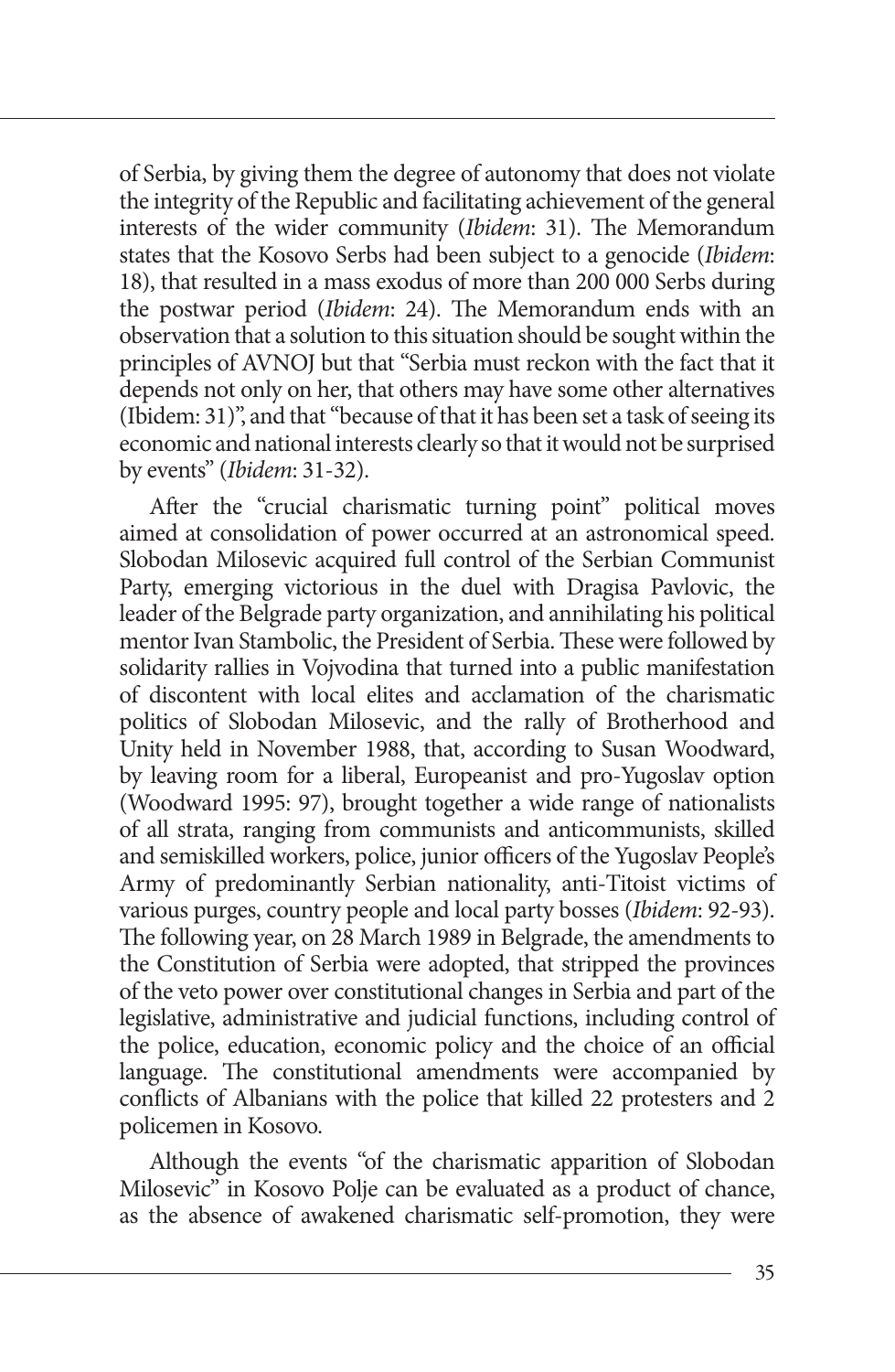of Serbia, by giving them the degree of autonomy that does not violate the integrity of the Republic and facilitating achievement of the general interests of the wider community (*Ibidem*: 31). The Memorandum states that the Kosovo Serbs had been subject to a genocide (*Ibidem*: 18), that resulted in a mass exodus of more than 200 000 Serbs during the postwar period (*Ibidem*: 24). The Memorandum ends with an observation that a solution to this situation should be sought within the principles of AVNOJ but that "Serbia must reckon with the fact that it depends not only on her, that others may have some other alternatives (Ibidem: 31)", and that "because of that it has been set a task of seeing its economic and national interests clearly so that it would not be surprised by events" (*Ibidem*: 31-32).

After the "crucial charismatic turning point" political moves aimed at consolidation of power occurred at an astronomical speed. Slobodan Milosevic acquired full control of the Serbian Communist Party, emerging victorious in the duel with Dragisa Pavlovic, the leader of the Belgrade party organization, and annihilating his political mentor Ivan Stambolic, the President of Serbia. These were followed by solidarity rallies in Vojvodina that turned into a public manifestation of discontent with local elites and acclamation of the charismatic politics of Slobodan Milosevic, and the rally of Brotherhood and Unity held in November 1988, that, according to Susan Woodward, by leaving room for a liberal, Europeanist and pro-Yugoslav option (Woodward 1995: 97), brought together a wide range of nationalists of all strata, ranging from communists and anticommunists, skilled and semiskilled workers, police, junior officers of the Yugoslav People's Army of predominantly Serbian nationality, anti-Titoist victims of various purges, country people and local party bosses (*Ibidem*: 92-93). The following year, on 28 March 1989 in Belgrade, the amendments to the Constitution of Serbia were adopted, that stripped the provinces of the veto power over constitutional changes in Serbia and part of the legislative, administrative and judicial functions, including control of the police, education, economic policy and the choice of an official language. The constitutional amendments were accompanied by conflicts of Albanians with the police that killed 22 protesters and 2 policemen in Kosovo.

Although the events "of the charismatic apparition of Slobodan Milosevic" in Kosovo Polje can be evaluated as a product of chance, as the absence of awakened charismatic self-promotion, they were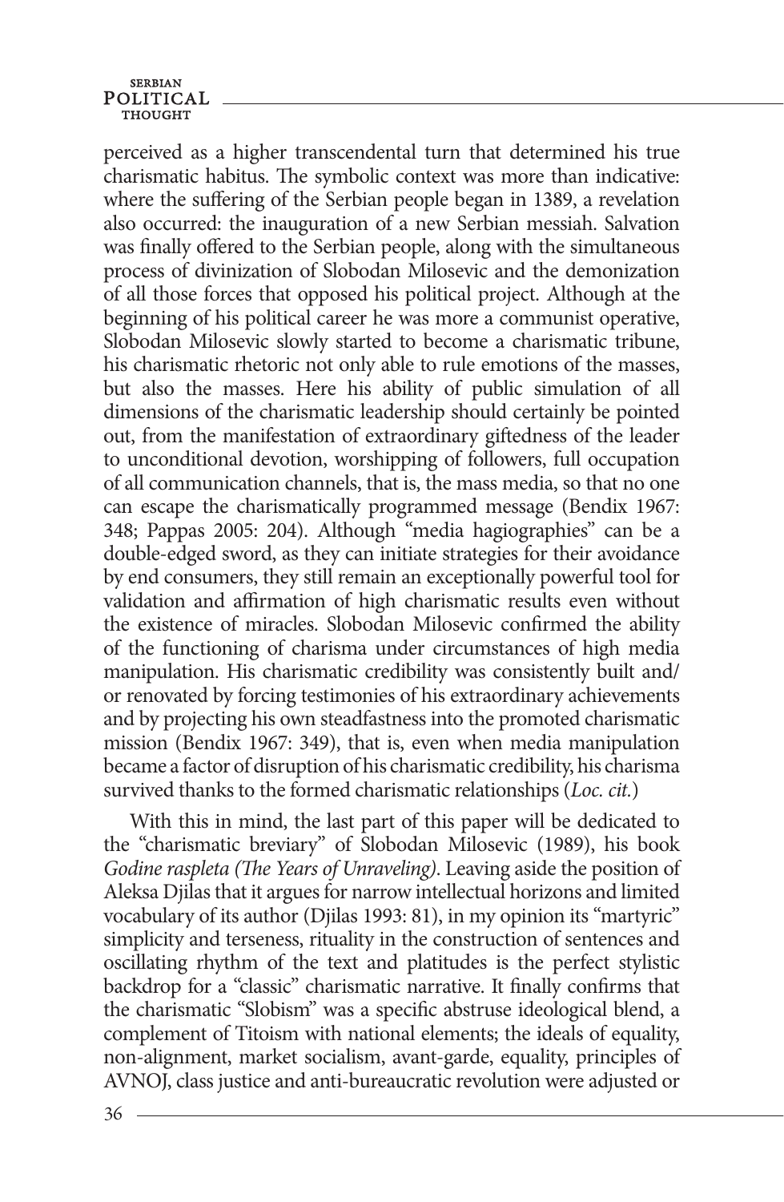perceived as a higher transcendental turn that determined his true charismatic habitus. The symbolic context was more than indicative: where the suffering of the Serbian people began in 1389, a revelation also occurred: the inauguration of a new Serbian messiah. Salvation was finally offered to the Serbian people, along with the simultaneous process of divinization of Slobodan Milosevic and the demonization of all those forces that opposed his political project. Although at the beginning of his political career he was more a communist operative, Slobodan Milosevic slowly started to become a charismatic tribune, his charismatic rhetoric not only able to rule emotions of the masses, but also the masses. Here his ability of public simulation of all dimensions of the charismatic leadership should certainly be pointed out, from the manifestation of extraordinary giftedness of the leader to unconditional devotion, worshipping of followers, full occupation of all communication channels, that is, the mass media, so that no one can escape the charismatically programmed message (Bendix 1967: 348; Pappas 2005: 204). Although "media hagiographies" can be a double-edged sword, as they can initiate strategies for their avoidance by end consumers, they still remain an exceptionally powerful tool for validation and affirmation of high charismatic results even without the existence of miracles. Slobodan Milosevic confirmed the ability of the functioning of charisma under circumstances of high media manipulation. His charismatic credibility was consistently built and/or renovated by forcing testimonies of his extraordinary achievements and by projecting his own steadfastness into the promoted charismatic mission (Bendix 1967: 349), that is, even when media manipulation became a factor of disruption of his charismatic credibility, his charisma survived thanks to the formed charismatic relationships (*Loc. cit.*)

With this in mind, the last part of this paper will be dedicated to the "charismatic breviary" of Slobodan Milosevic (1989), his book *Godine raspleta (The Years of Unraveling)*. Leaving aside the position of Aleksa Djilas that it argues for narrow intellectual horizons and limited vocabulary of its author (Djilas 1993: 81), in my opinion its "martyric" simplicity and terseness, rituality in the construction of sentences and oscillating rhythm of the text and platitudes is the perfect stylistic backdrop for a "classic" charismatic narrative. It finally confirms that the charismatic "Slobism" was a specific abstruse ideological blend, a complement of Titoism with national elements; the ideals of equality, non-alignment, market socialism, avant-garde, equality, principles of AVNOJ, class justice and anti-bureaucratic revolution were adjusted or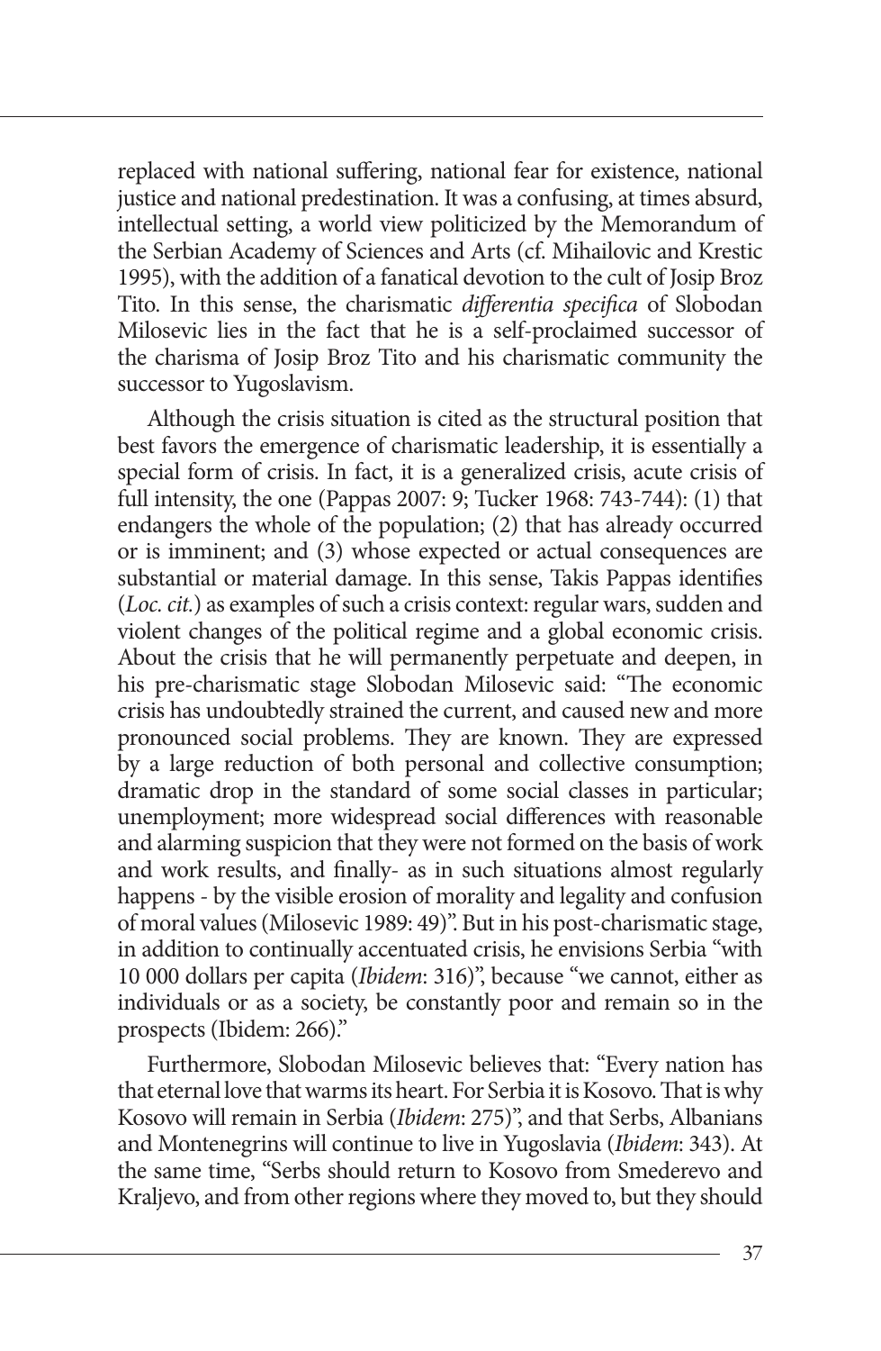replaced with national suffering, national fear for existence, national justice and national predestination. It was a confusing, at times absurd, intellectual setting, a world view politicized by the Memorandum of the Serbian Academy of Sciences and Arts (cf. Mihailovic and Krestic 1995), with the addition of a fanatical devotion to the cult of Josip Broz Tito. In this sense, the charismatic *differentia specifica* of Slobodan Milosevic lies in the fact that he is a self-proclaimed successor of the charisma of Josip Broz Tito and his charismatic community the successor to Yugoslavism.

Although the crisis situation is cited as the structural position that best favors the emergence of charismatic leadership, it is essentially a special form of crisis. In fact, it is a generalized crisis, acute crisis of full intensity, the one (Pappas 2007: 9; Tucker 1968: 743-744): (1) that endangers the whole of the population; (2) that has already occurred or is imminent; and (3) whose expected or actual consequences are substantial or material damage. In this sense, Takis Pappas identifies (*Loc. cit.*) as examples of such a crisis context: regular wars, sudden and violent changes of the political regime and a global economic crisis. About the crisis that he will permanently perpetuate and deepen, in his pre-charismatic stage Slobodan Milosevic said: "The economic crisis has undoubtedly strained the current, and caused new and more pronounced social problems. They are known. They are expressed by a large reduction of both personal and collective consumption; dramatic drop in the standard of some social classes in particular; unemployment; more widespread social differences with reasonable and alarming suspicion that they were not formed on the basis of work and work results, and finally- as in such situations almost regularly happens - by the visible erosion of morality and legality and confusion of moral values (Milosevic 1989: 49)". But in his post-charismatic stage, in addition to continually accentuated crisis, he envisions Serbia "with 10 000 dollars per capita (*Ibidem*: 316)", because "we cannot, either as individuals or as a society, be constantly poor and remain so in the prospects (Ibidem: 266)."

Furthermore, Slobodan Milosevic believes that: "Every nation has that eternal love that warms its heart. For Serbia it is Kosovo. That is why Kosovo will remain in Serbia (*Ibidem*: 275)", and that Serbs, Albanians and Montenegrins will continue to live in Yugoslavia (*Ibidem*: 343). At the same time, "Serbs should return to Kosovo from Smederevo and Kraljevo, and from other regions where they moved to, but they should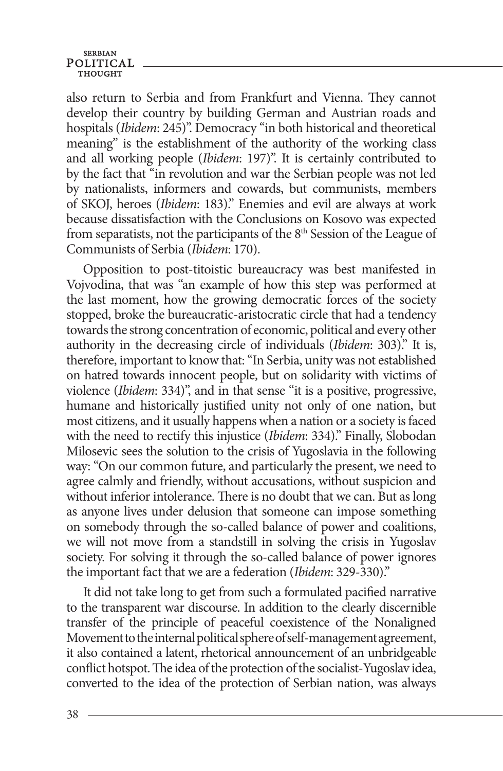also return to Serbia and from Frankfurt and Vienna. They cannot develop their country by building German and Austrian roads and hospitals (*Ibidem*: 245)". Democracy "in both historical and theoretical meaning" is the establishment of the authority of the working class and all working people (*Ibidem*: 197)". It is certainly contributed to by the fact that "in revolution and war the Serbian people was not led by nationalists, informers and cowards, but communists, members of SKOJ, heroes (*Ibidem*: 183)." Enemies and evil are always at work because dissatisfaction with the Conclusions on Kosovo was expected from separatists, not the participants of the 8th Session of the League of Communists of Serbia (*Ibidem*: 170).

Opposition to post-titoistic bureaucracy was best manifested in Vojvodina, that was "an example of how this step was performed at the last moment, how the growing democratic forces of the society stopped, broke the bureaucratic-aristocratic circle that had a tendency towards the strong concentration of economic, political and every other authority in the decreasing circle of individuals (*Ibidem*: 303)." It is, therefore, important to know that: "In Serbia, unity was not established on hatred towards innocent people, but on solidarity with victims of violence (*Ibidem*: 334)", and in that sense "it is a positive, progressive, humane and historically justified unity not only of one nation, but most citizens, and it usually happens when a nation or a society is faced with the need to rectify this injustice (*Ibidem*: 334)." Finally, Slobodan Milosevic sees the solution to the crisis of Yugoslavia in the following way: "On our common future, and particularly the present, we need to agree calmly and friendly, without accusations, without suspicion and without inferior intolerance. There is no doubt that we can. But as long as anyone lives under delusion that someone can impose something on somebody through the so-called balance of power and coalitions, we will not move from a standstill in solving the crisis in Yugoslav society. For solving it through the so-called balance of power ignores the important fact that we are a federation (*Ibidem*: 329-330)."

It did not take long to get from such a formulated pacified narrative to the transparent war discourse. In addition to the clearly discernible transfer of the principle of peaceful coexistence of the Nonaligned Movement to the internal political sphere of self-management agreement, it also contained a latent, rhetorical announcement of an unbridgeable conflict hotspot. The idea of the protection of the socialist-Yugoslav idea, converted to the idea of the protection of Serbian nation, was always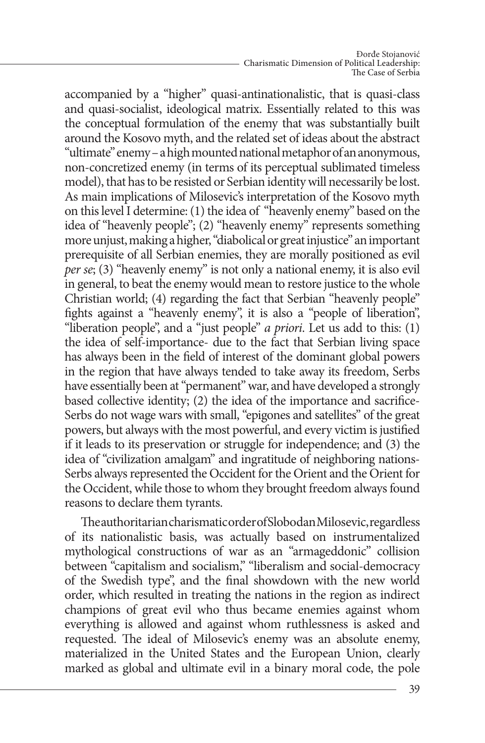accompanied by a "higher" quasi-antinationalistic, that is quasi-class and quasi-socialist, ideological matrix. Essentially related to this was the conceptual formulation of the enemy that was substantially built around the Kosovo myth, and the related set of ideas about the abstract "ultimate" enemy – a high mounted national metaphor of an anonymous, non-concretized enemy (in terms of its perceptual sublimated timeless model), that has to be resisted or Serbian identity will necessarily be lost. As main implications of Milosevic's interpretation of the Kosovo myth on this level I determine: (1) the idea of "heavenly enemy" based on the idea of "heavenly people"; (2) "heavenly enemy" represents something more unjust, making a higher, "diabolical or great injustice" an important prerequisite of all Serbian enemies, they are morally positioned as evil *per se*; (3) "heavenly enemy" is not only a national enemy, it is also evil in general, to beat the enemy would mean to restore justice to the whole Christian world; (4) regarding the fact that Serbian "heavenly people" fights against a "heavenly enemy", it is also a "people of liberation", "liberation people", and a "just people" *a priori*. Let us add to this: (1) the idea of self-importance- due to the fact that Serbian living space has always been in the field of interest of the dominant global powers in the region that have always tended to take away its freedom, Serbs have essentially been at "permanent" war, and have developed a strongly based collective identity; (2) the idea of the importance and sacrifice-Serbs do not wage wars with small, "epigones and satellites" of the great powers, but always with the most powerful, and every victim is justified if it leads to its preservation or struggle for independence; and (3) the idea of "civilization amalgam" and ingratitude of neighboring nations-Serbs always represented the Occident for the Orient and the Orient for the Occident, while those to whom they brought freedom always found reasons to declare them tyrants.

The authoritarian charismatic order of Slobodan Milosevic, regardless of its nationalistic basis, was actually based on instrumentalized mythological constructions of war as an "armageddonic" collision between "capitalism and socialism," "liberalism and social-democracy of the Swedish type", and the final showdown with the new world order, which resulted in treating the nations in the region as indirect champions of great evil who thus became enemies against whom everything is allowed and against whom ruthlessness is asked and requested. The ideal of Milosevic's enemy was an absolute enemy, materialized in the United States and the European Union, clearly marked as global and ultimate evil in a binary moral code, the pole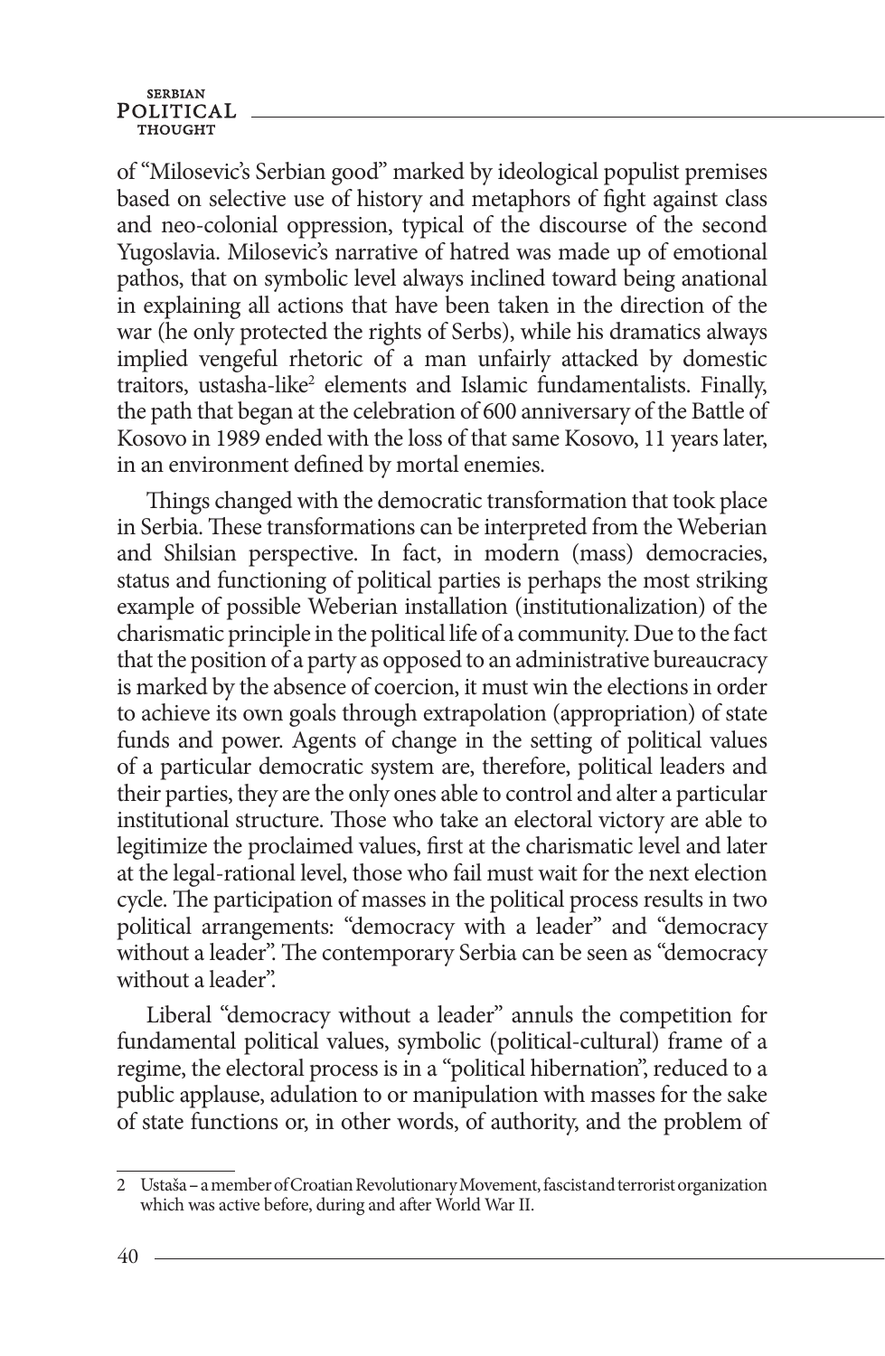of "Milosevic's Serbian good" marked by ideological populist premises based on selective use of history and metaphors of fight against class and neo-colonial oppression, typical of the discourse of the second Yugoslavia. Milosevic's narrative of hatred was made up of emotional pathos, that on symbolic level always inclined toward being anational in explaining all actions that have been taken in the direction of the war (he only protected the rights of Serbs), while his dramatics always implied vengeful rhetoric of a man unfairly attacked by domestic traitors, ustasha-like[2] elements and Islamic fundamentalists. Finally, the path that began at the celebration of 600 anniversary of the Battle of Kosovo in 1989 ended with the loss of that same Kosovo, 11 years later, in an environment defined by mortal enemies.

Things changed with the democratic transformation that took place in Serbia. These transformations can be interpreted from the Weberian and Shilsian perspective. In fact, in modern (mass) democracies, status and functioning of political parties is perhaps the most striking example of possible Weberian installation (institutionalization) of the charismatic principle in the political life of a community. Due to the fact that the position of a party as opposed to an administrative bureaucracy is marked by the absence of coercion, it must win the elections in order to achieve its own goals through extrapolation (appropriation) of state funds and power. Agents of change in the setting of political values of a particular democratic system are, therefore, political leaders and their parties, they are the only ones able to control and alter a particular institutional structure. Those who take an electoral victory are able to legitimize the proclaimed values, first at the charismatic level and later at the legal-rational level, those who fail must wait for the next election cycle. The participation of masses in the political process results in two political arrangements: "democracy with a leader" and "democracy without a leader". The contemporary Serbia can be seen as "democracy without a leader".

Liberal "democracy without a leader" annuls the competition for fundamental political values, symbolic (political-cultural) frame of a regime, the electoral process is in a "political hibernation", reduced to a public applause, adulation to or manipulation with masses for the sake of state functions or, in other words, of authority, and the problem of

2 Ustaša – a member of Croatian Revolutionary Movement, fascist and terrorist organization which was active before, during and after World War II.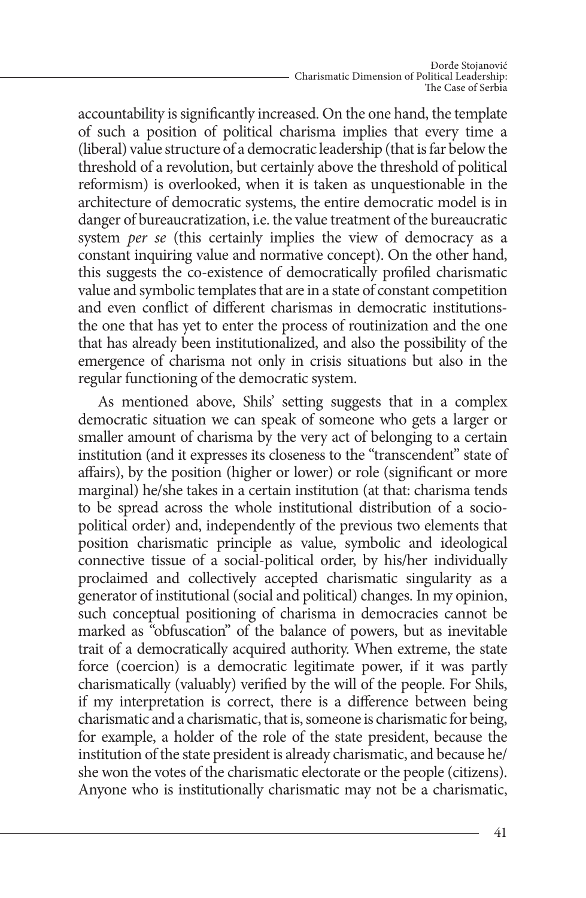accountability is significantly increased. On the one hand, the template of such a position of political charisma implies that every time a (liberal) value structure of a democratic leadership (that is far below the threshold of a revolution, but certainly above the threshold of political reformism) is overlooked, when it is taken as unquestionable in the architecture of democratic systems, the entire democratic model is in danger of bureaucratization, i.e. the value treatment of the bureaucratic system *per se* (this certainly implies the view of democracy as a constant inquiring value and normative concept). On the other hand, this suggests the co-existence of democratically profiled charismatic value and symbolic templates that are in a state of constant competition and even conflict of different charismas in democratic institutions-the one that has yet to enter the process of routinization and the one that has already been institutionalized, and also the possibility of the emergence of charisma not only in crisis situations but also in the regular functioning of the democratic system.

As mentioned above, Shils' setting suggests that in a complex democratic situation we can speak of someone who gets a larger or smaller amount of charisma by the very act of belonging to a certain institution (and it expresses its closeness to the "transcendent" state of affairs), by the position (higher or lower) or role (significant or more marginal) he/she takes in a certain institution (at that: charisma tends to be spread across the whole institutional distribution of a socio-political order) and, independently of the previous two elements that position charismatic principle as value, symbolic and ideological connective tissue of a social-political order, by his/her individually proclaimed and collectively accepted charismatic singularity as a generator of institutional (social and political) changes. In my opinion, such conceptual positioning of charisma in democracies cannot be marked as "obfuscation" of the balance of powers, but as inevitable trait of a democratically acquired authority. When extreme, the state force (coercion) is a democratic legitimate power, if it was partly charismatically (valuably) verified by the will of the people. For Shils, if my interpretation is correct, there is a difference between being charismatic and a charismatic, that is, someone is charismatic for being, for example, a holder of the role of the state president, because the institution of the state president is already charismatic, and because he/she won the votes of the charismatic electorate or the people (citizens). Anyone who is institutionally charismatic may not be a charismatic,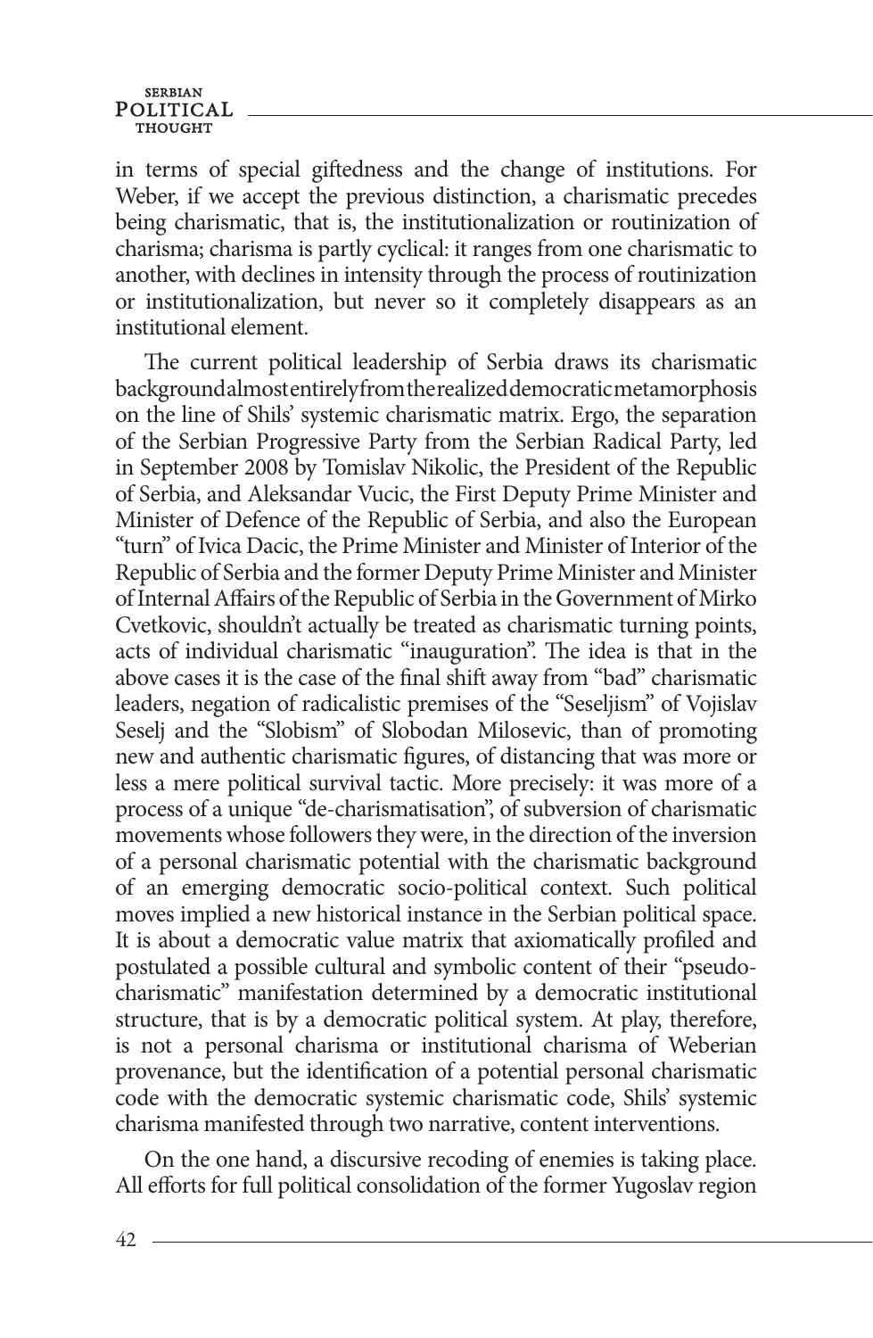in terms of special giftedness and the change of institutions. For Weber, if we accept the previous distinction, a charismatic precedes being charismatic, that is, the institutionalization or routinization of charisma; charisma is partly cyclical: it ranges from one charismatic to another, with declines in intensity through the process of routinization or institutionalization, but never so it completely disappears as an institutional element.

The current political leadership of Serbia draws its charismatic background almost entirely from the realized democratic metamorphosis on the line of Shils' systemic charismatic matrix. Ergo, the separation of the Serbian Progressive Party from the Serbian Radical Party, led in September 2008 by Tomislav Nikolic, the President of the Republic of Serbia, and Aleksandar Vucic, the First Deputy Prime Minister and Minister of Defence of the Republic of Serbia, and also the European "turn" of Ivica Dacic, the Prime Minister and Minister of Interior of the Republic of Serbia and the former Deputy Prime Minister and Minister of Internal Affairs of the Republic of Serbia in the Government of Mirko Cvetkovic, shouldn't actually be treated as charismatic turning points, acts of individual charismatic "inauguration". The idea is that in the above cases it is the case of the final shift away from "bad" charismatic leaders, negation of radicalistic premises of the "Seseljism" of Vojislav Seselj and the "Slobism" of Slobodan Milosevic, than of promoting new and authentic charismatic figures, of distancing that was more or less a mere political survival tactic. More precisely: it was more of a process of a unique "de-charismatisation", of subversion of charismatic movements whose followers they were, in the direction of the inversion of a personal charismatic potential with the charismatic background of an emerging democratic socio-political context. Such political moves implied a new historical instance in the Serbian political space. It is about a democratic value matrix that axiomatically profiled and postulated a possible cultural and symbolic content of their "pseudo-charismatic" manifestation determined by a democratic institutional structure, that is by a democratic political system. At play, therefore, is not a personal charisma or institutional charisma of Weberian provenance, but the identification of a potential personal charismatic code with the democratic systemic charismatic code, Shils' systemic charisma manifested through two narrative, content interventions.

On the one hand, a discursive recoding of enemies is taking place. All efforts for full political consolidation of the former Yugoslav region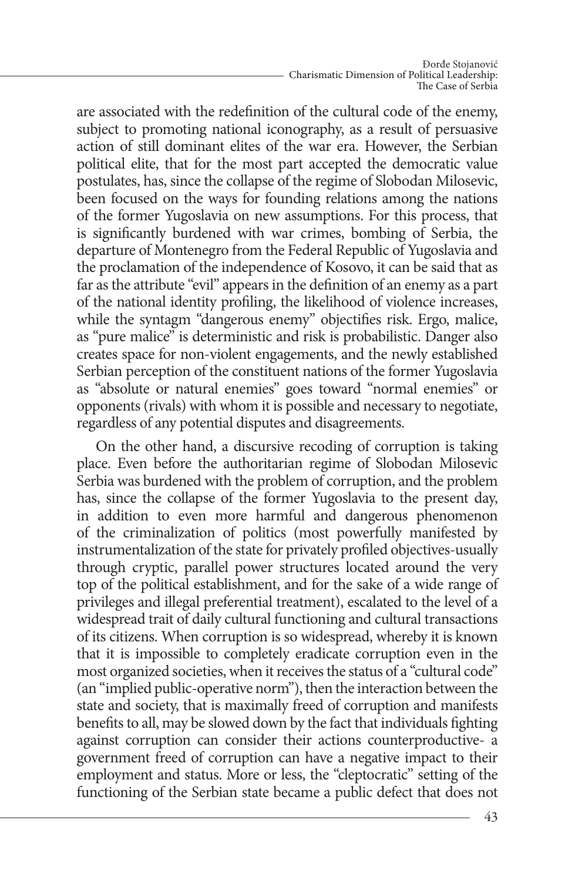are associated with the redefinition of the cultural code of the enemy, subject to promoting national iconography, as a result of persuasive action of still dominant elites of the war era. However, the Serbian political elite, that for the most part accepted the democratic value postulates, has, since the collapse of the regime of Slobodan Milosevic, been focused on the ways for founding relations among the nations of the former Yugoslavia on new assumptions. For this process, that is significantly burdened with war crimes, bombing of Serbia, the departure of Montenegro from the Federal Republic of Yugoslavia and the proclamation of the independence of Kosovo, it can be said that as far as the attribute "evil" appears in the definition of an enemy as a part of the national identity profiling, the likelihood of violence increases, while the syntagm "dangerous enemy" objectifies risk. Ergo, malice, as "pure malice" is deterministic and risk is probabilistic. Danger also creates space for non-violent engagements, and the newly established Serbian perception of the constituent nations of the former Yugoslavia as "absolute or natural enemies" goes toward "normal enemies" or opponents (rivals) with whom it is possible and necessary to negotiate, regardless of any potential disputes and disagreements.

On the other hand, a discursive recoding of corruption is taking place. Even before the authoritarian regime of Slobodan Milosevic Serbia was burdened with the problem of corruption, and the problem has, since the collapse of the former Yugoslavia to the present day, in addition to even more harmful and dangerous phenomenon of the criminalization of politics (most powerfully manifested by instrumentalization of the state for privately profiled objectives-usually through cryptic, parallel power structures located around the very top of the political establishment, and for the sake of a wide range of privileges and illegal preferential treatment), escalated to the level of a widespread trait of daily cultural functioning and cultural transactions of its citizens. When corruption is so widespread, whereby it is known that it is impossible to completely eradicate corruption even in the most organized societies, when it receives the status of a "cultural code" (an "implied public-operative norm"), then the interaction between the state and society, that is maximally freed of corruption and manifests benefits to all, may be slowed down by the fact that individuals fighting against corruption can consider their actions counterproductive- a government freed of corruption can have a negative impact to their employment and status. More or less, the "cleptocratic" setting of the functioning of the Serbian state became a public defect that does not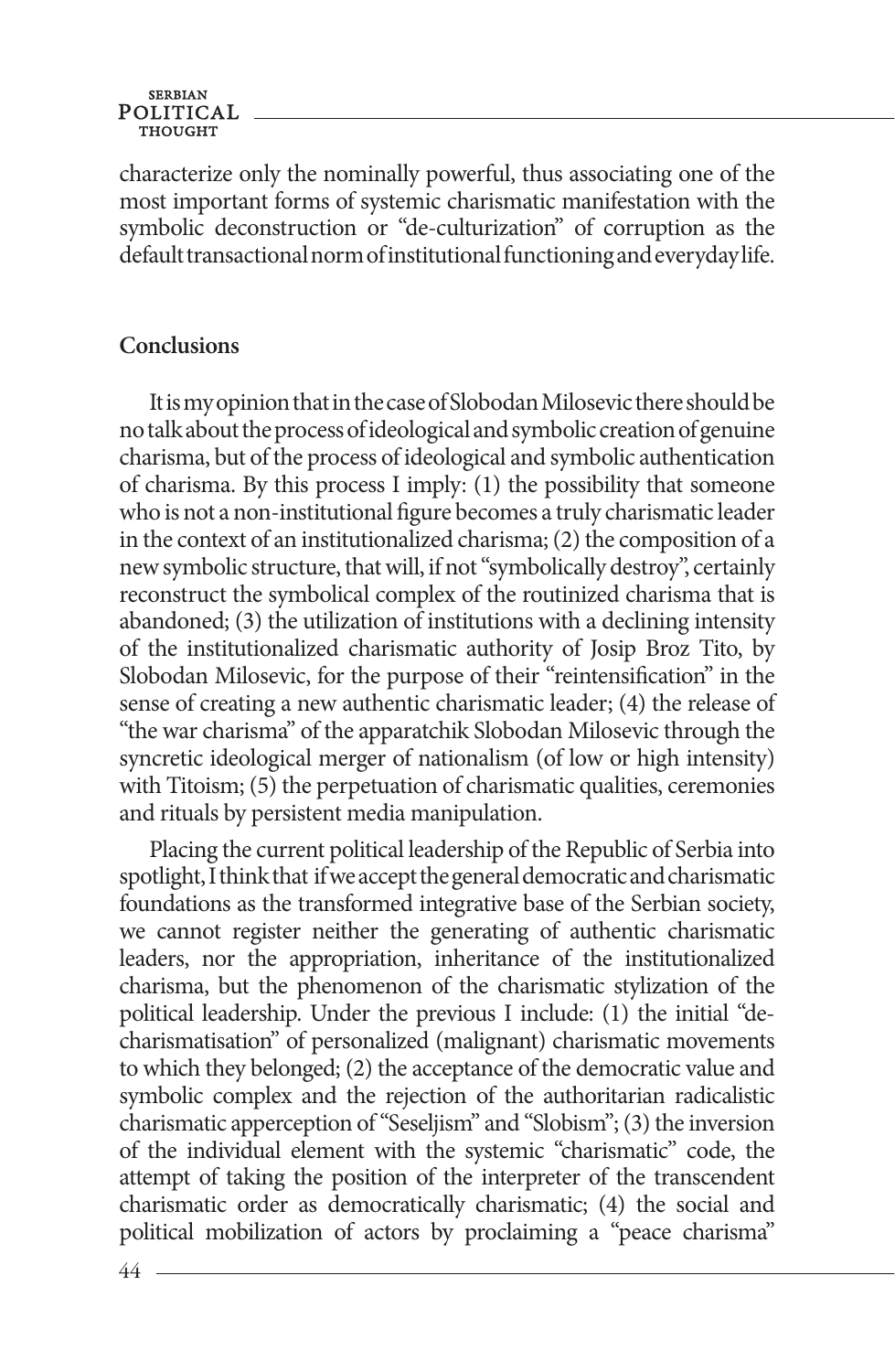characterize only the nominally powerful, thus associating one of the most important forms of systemic charismatic manifestation with the symbolic deconstruction or "de-culturization" of corruption as the default transactional norm of institutional functioning and everyday life.

## Conclusions

It is my opinion that in the case of Slobodan Milosevic there should be no talk about the process of ideological and symbolic creation of genuine charisma, but of the process of ideological and symbolic authentication of charisma. By this process I imply: (1) the possibility that someone who is not a non-institutional figure becomes a truly charismatic leader in the context of an institutionalized charisma; (2) the composition of a new symbolic structure, that will, if not "symbolically destroy", certainly reconstruct the symbolical complex of the routinized charisma that is abandoned; (3) the utilization of institutions with a declining intensity of the institutionalized charismatic authority of Josip Broz Tito, by Slobodan Milosevic, for the purpose of their "reintensification" in the sense of creating a new authentic charismatic leader; (4) the release of "the war charisma" of the apparatchik Slobodan Milosevic through the syncretic ideological merger of nationalism (of low or high intensity) with Titoism; (5) the perpetuation of charismatic qualities, ceremonies and rituals by persistent media manipulation.

Placing the current political leadership of the Republic of Serbia into spotlight, I think that if we accept the general democratic and charismatic foundations as the transformed integrative base of the Serbian society, we cannot register neither the generating of authentic charismatic leaders, nor the appropriation, inheritance of the institutionalized charisma, but the phenomenon of the charismatic stylization of the political leadership. Under the previous I include: (1) the initial "de-charismatisation" of personalized (malignant) charismatic movements to which they belonged; (2) the acceptance of the democratic value and symbolic complex and the rejection of the authoritarian radicalistic charismatic apperception of "Seseljism" and "Slobism"; (3) the inversion of the individual element with the systemic "charismatic" code, the attempt of taking the position of the interpreter of the transcendent charismatic order as democratically charismatic; (4) the social and political mobilization of actors by proclaiming a "peace charisma"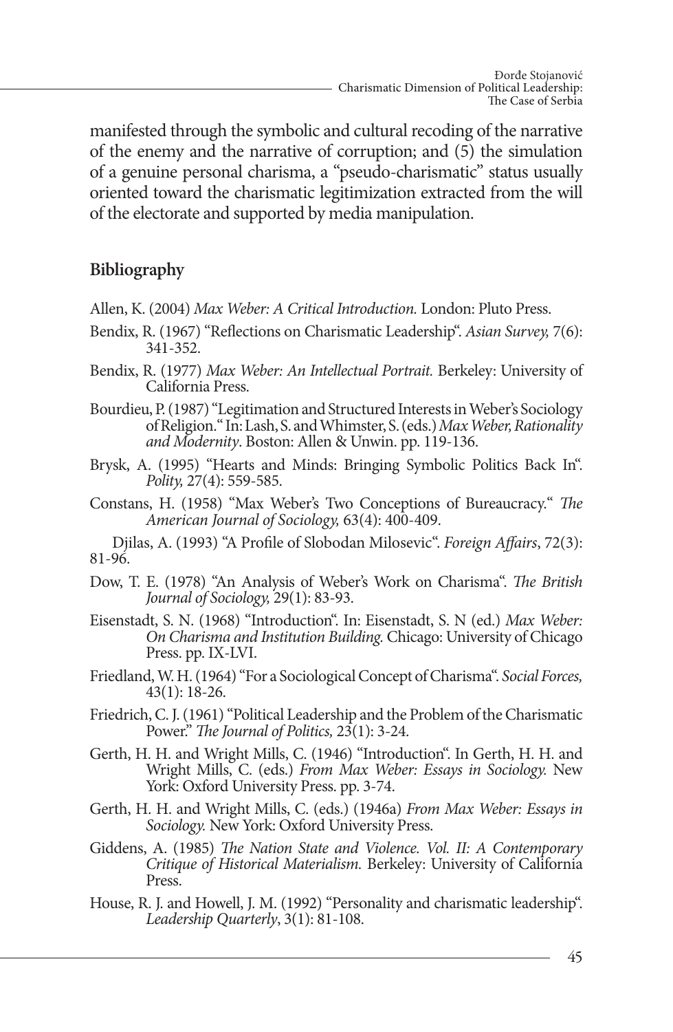manifested through the symbolic and cultural recoding of the narrative of the enemy and the narrative of corruption; and (5) the simulation of a genuine personal charisma, a "pseudo-charismatic" status usually oriented toward the charismatic legitimization extracted from the will of the electorate and supported by media manipulation.

## Bibliography

Allen, K. (2004) *Max Weber: A Critical Introduction.* London: Pluto Press.

Bendix, R. (1967) "Reflections on Charismatic Leadership". *Asian Survey,* 7(6): 341-352.

Bendix, R. (1977) *Max Weber: An Intellectual Portrait.* Berkeley: University of California Press.

Bourdieu, P. (1987) "Legitimation and Structured Interests in Weber's Sociology of Religion." In: Lash, S. and Whimster, S. (eds.) *Max Weber, Rationality and Modernity*. Boston: Allen & Unwin. pp. 119-136.

Brysk, A. (1995) "Hearts and Minds: Bringing Symbolic Politics Back In". *Polity,* 27(4): 559-585.

Constans, H. (1958) "Max Weber's Two Conceptions of Bureaucracy." *The American Journal of Sociology,* 63(4): 400-409.

Djilas, A. (1993) "A Profile of Slobodan Milosevic". *Foreign Affairs*, 72(3): 81-96.

Dow, T. E. (1978) "An Analysis of Weber's Work on Charisma". *The British Journal of Sociology,* 29(1): 83-93.

Eisenstadt, S. N. (1968) "Introduction". In: Eisenstadt, S. N (ed.) *Max Weber: On Charisma and Institution Building.* Chicago: University of Chicago Press. pp. IX-LVI.

Friedland, W. H. (1964) "For a Sociological Concept of Charisma". *Social Forces,* 43(1): 18-26.

Friedrich, C. J. (1961) "Political Leadership and the Problem of the Charismatic Power." *The Journal of Politics,* 23(1): 3-24.

Gerth, H. H. and Wright Mills, C. (1946) "Introduction". In Gerth, H. H. and Wright Mills, C. (eds.) *From Max Weber: Essays in Sociology.* New York: Oxford University Press. pp. 3-74.

Gerth, H. H. and Wright Mills, C. (eds.) (1946a) *From Max Weber: Essays in Sociology.* New York: Oxford University Press.

Giddens, A. (1985) *The Nation State and Violence. Vol. II: A Contemporary Critique of Historical Materialism.* Berkeley: University of California Press.

House, R. J. and Howell, J. M. (1992) "Personality and charismatic leadership". *Leadership Quarterly*, 3(1): 81-108.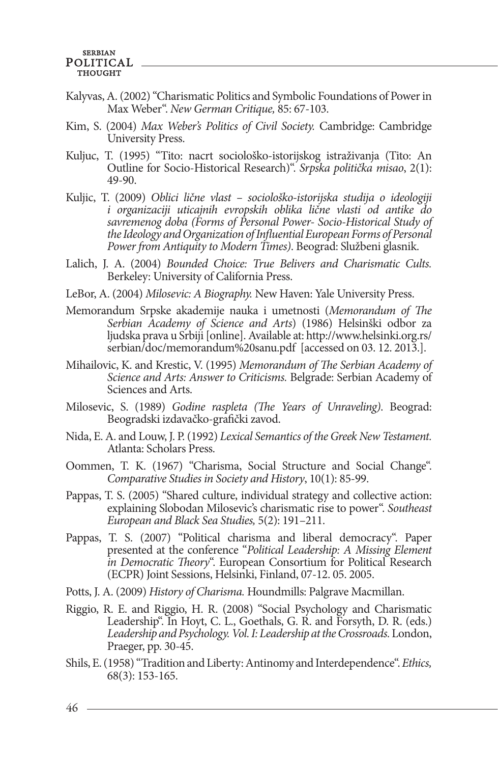Kalyvas, A. (2002) "Charismatic Politics and Symbolic Foundations of Power in Max Weber". *New German Critique,* 85: 67-103.

Kim, S. (2004) *Max Weber's Politics of Civil Society.* Cambridge: Cambridge University Press.

Kuljuc, T. (1995) "Tito: nacrt sociološko-istorijskog istraživanja (Tito: An Outline for Socio-Historical Research)". *Srpska politička misao*, 2(1): 49-90.

Kuljic, T. (2009) *Oblici lične vlast – sociološko-istorijska studija o ideologiji i organizaciji uticajnih evropskih oblika lične vlasti od antike do savremenog doba (Forms of Personal Power- Socio-Historical Study of the Ideology and Organization of Influential European Forms of Personal Power from Antiquity to Modern Times).* Beograd: Službeni glasnik.

Lalich, J. A. (2004) *Bounded Choice: True Belivers and Charismatic Cults.* Berkeley: University of California Press.

LeBor, A. (2004) *Milosevic: A Biography.* New Haven: Yale University Press.

Memorandum Srpske akademije nauka i umetnosti (*Memorandum of The Serbian Academy of Science and Arts*) (1986) Helsinški odbor za ljudska prava u Srbiji [online]. Available at: http://www.helsinki.org.rs/serbian/doc/memorandum%20sanu.pdf [accessed on 03. 12. 2013.].

Mihailovic, K. and Krestic, V. (1995) *Memorandum of The Serbian Academy of Science and Arts: Answer to Criticisms.* Belgrade: Serbian Academy of Sciences and Arts.

Milosevic, S. (1989) *Godine raspleta (The Years of Unraveling)*. Beograd: Beogradski izdavačko-grafički zavod.

Nida, E. A. and Louw, J. P. (1992) *Lexical Semantics of the Greek New Testament.* Atlanta: Scholars Press.

Oommen, T. K. (1967) "Charisma, Social Structure and Social Change". *Comparative Studies in Society and History*, 10(1): 85-99.

Pappas, T. S. (2005) "Shared culture, individual strategy and collective action: explaining Slobodan Milosevic's charismatic rise to power". *Southeast European and Black Sea Studies,* 5(2): 191–211.

Pappas, T. S. (2007) "Political charisma and liberal democracy". Paper presented at the conference "*Political Leadership: A Missing Element in Democratic Theory*". European Consortium for Political Research (ECPR) Joint Sessions, Helsinki, Finland, 07-12. 05. 2005.

Potts, J. A. (2009) *History of Charisma.* Houndmills: Palgrave Macmillan.

Riggio, R. E. and Riggio, H. R. (2008) "Social Psychology and Charismatic Leadership". In Hoyt, C. L., Goethals, G. R. and Forsyth, D. R. (eds.) *Leadership and Psychology. Vol. I: Leadership at the Crossroads.* London, Praeger, pp. 30-45.

Shils, E. (1958) "Tradition and Liberty: Antinomy and Interdependence". *Ethics,* 68(3): 153-165.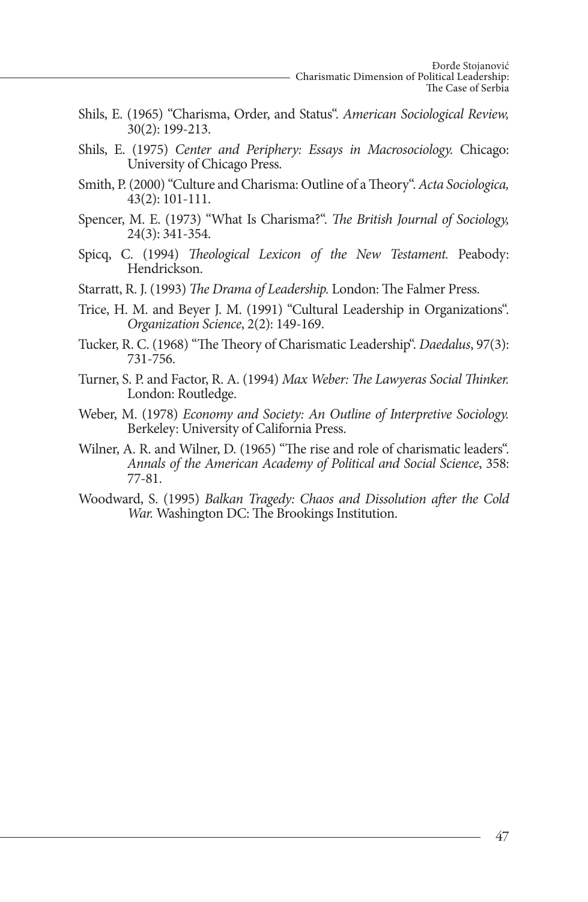Shils, E. (1965) "Charisma, Order, and Status". *American Sociological Review,* 30(2): 199-213.

Shils, E. (1975) *Center and Periphery: Essays in Macrosociology.* Chicago: University of Chicago Press.

Smith, P. (2000) "Culture and Charisma: Outline of a Theory". *Acta Sociologica,* 43(2): 101-111.

Spencer, M. E. (1973) "What Is Charisma?". *The British Journal of Sociology,* 24(3): 341-354.

Spicq, C. (1994) *Theological Lexicon of the New Testament.* Peabody: Hendrickson.

Starratt, R. J. (1993) *The Drama of Leadership.* London: The Falmer Press.

Trice, H. M. and Beyer J. M. (1991) "Cultural Leadership in Organizations". *Organization Science*, 2(2): 149-169.

Tucker, R. C. (1968) "The Theory of Charismatic Leadership". *Daedalus*, 97(3): 731-756.

Turner, S. P. and Factor, R. A. (1994) *Max Weber: The Lawyeras Social Thinker.* London: Routledge.

Weber, M. (1978) *Economy and Society: An Outline of Interpretive Sociology.* Berkeley: University of California Press.

Wilner, A. R. and Wilner, D. (1965) "The rise and role of charismatic leaders". *Annals of the American Academy of Political and Social Science*, 358: 77-81.

Woodward, S. (1995) *Balkan Tragedy: Chaos and Dissolution after the Cold War.* Washington DC: The Brookings Institution.